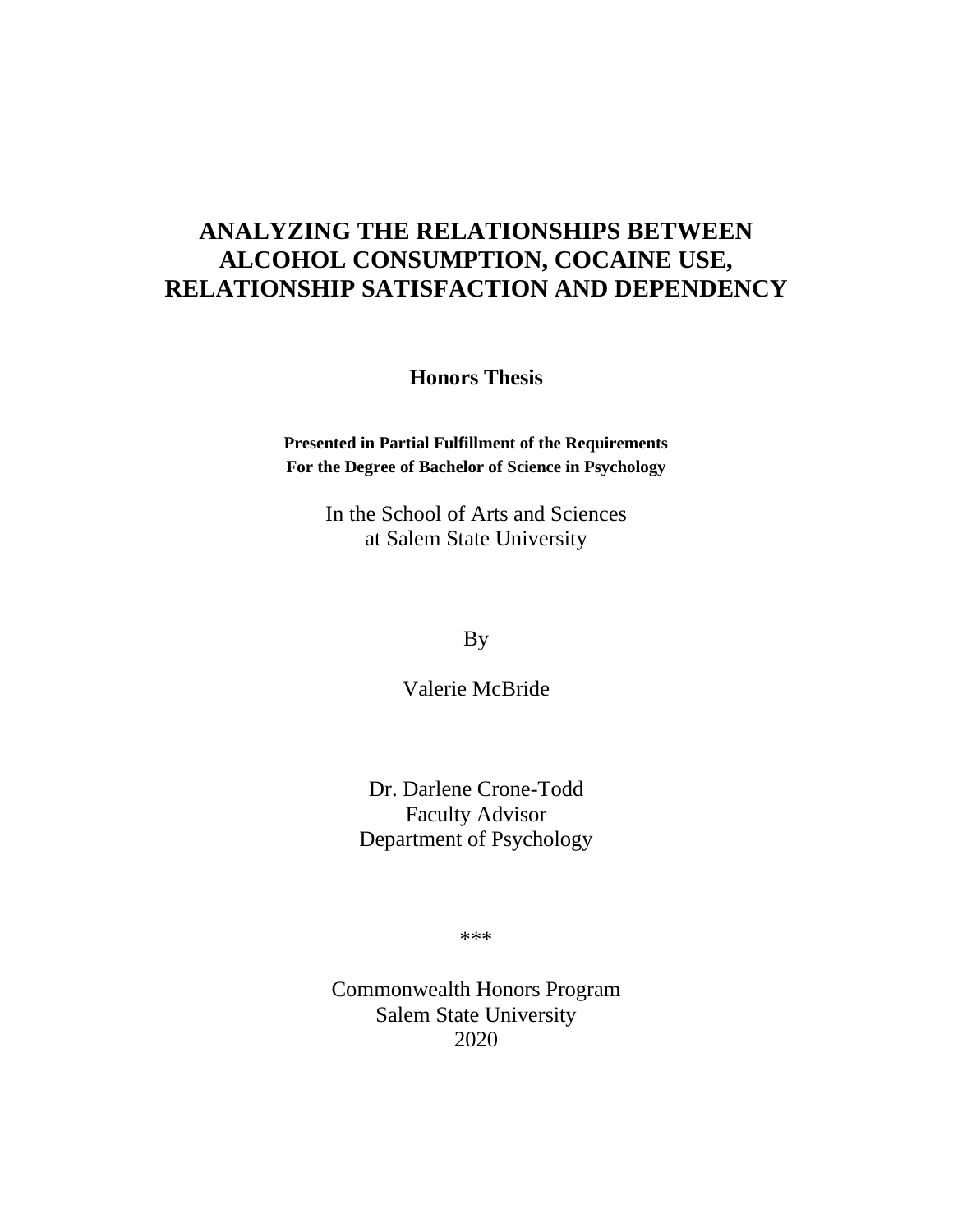# ANALYZING THE RELATIONSHIPS BETWEEN ALCOHOL CONSUMPTION, COCAINE USE, RELATIONSHIP SATISFACTION AND DEPENDENCY

**Honors Thesis**

**Presented in Partial Fulfillment of the Requirements**
**For the Degree of Bachelor of Science in Psychology**

In the School of Arts and Sciences
at Salem State University

By

Valerie McBride

Dr. Darlene Crone-Todd
Faculty Advisor
Department of Psychology

***

Commonwealth Honors Program
Salem State University
2020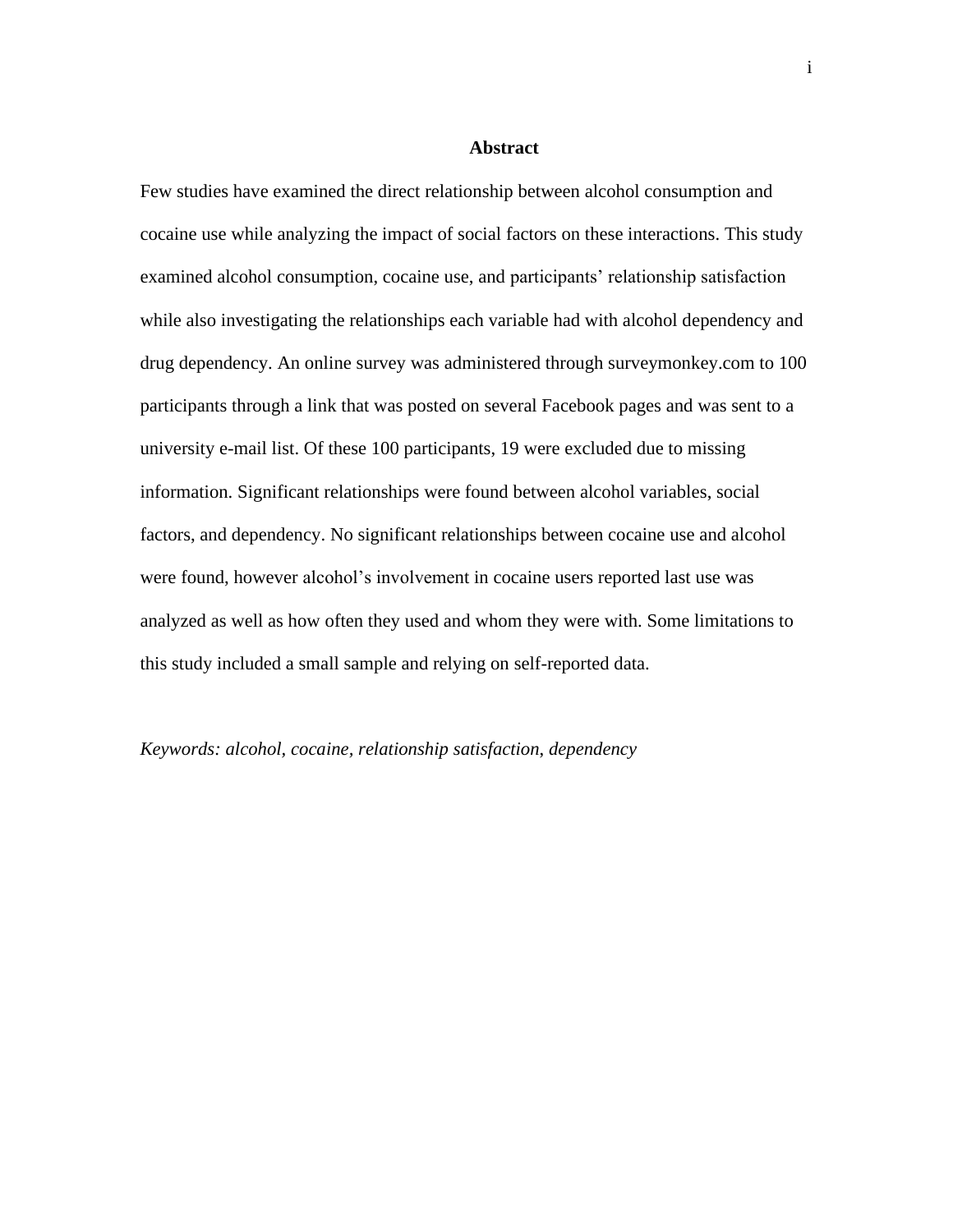# Abstract

Few studies have examined the direct relationship between alcohol consumption and cocaine use while analyzing the impact of social factors on these interactions. This study examined alcohol consumption, cocaine use, and participants' relationship satisfaction while also investigating the relationships each variable had with alcohol dependency and drug dependency. An online survey was administered through surveymonkey.com to 100 participants through a link that was posted on several Facebook pages and was sent to a university e-mail list. Of these 100 participants, 19 were excluded due to missing information. Significant relationships were found between alcohol variables, social factors, and dependency. No significant relationships between cocaine use and alcohol were found, however alcohol's involvement in cocaine users reported last use was analyzed as well as how often they used and whom they were with. Some limitations to this study included a small sample and relying on self-reported data.

*Keywords: alcohol, cocaine, relationship satisfaction, dependency*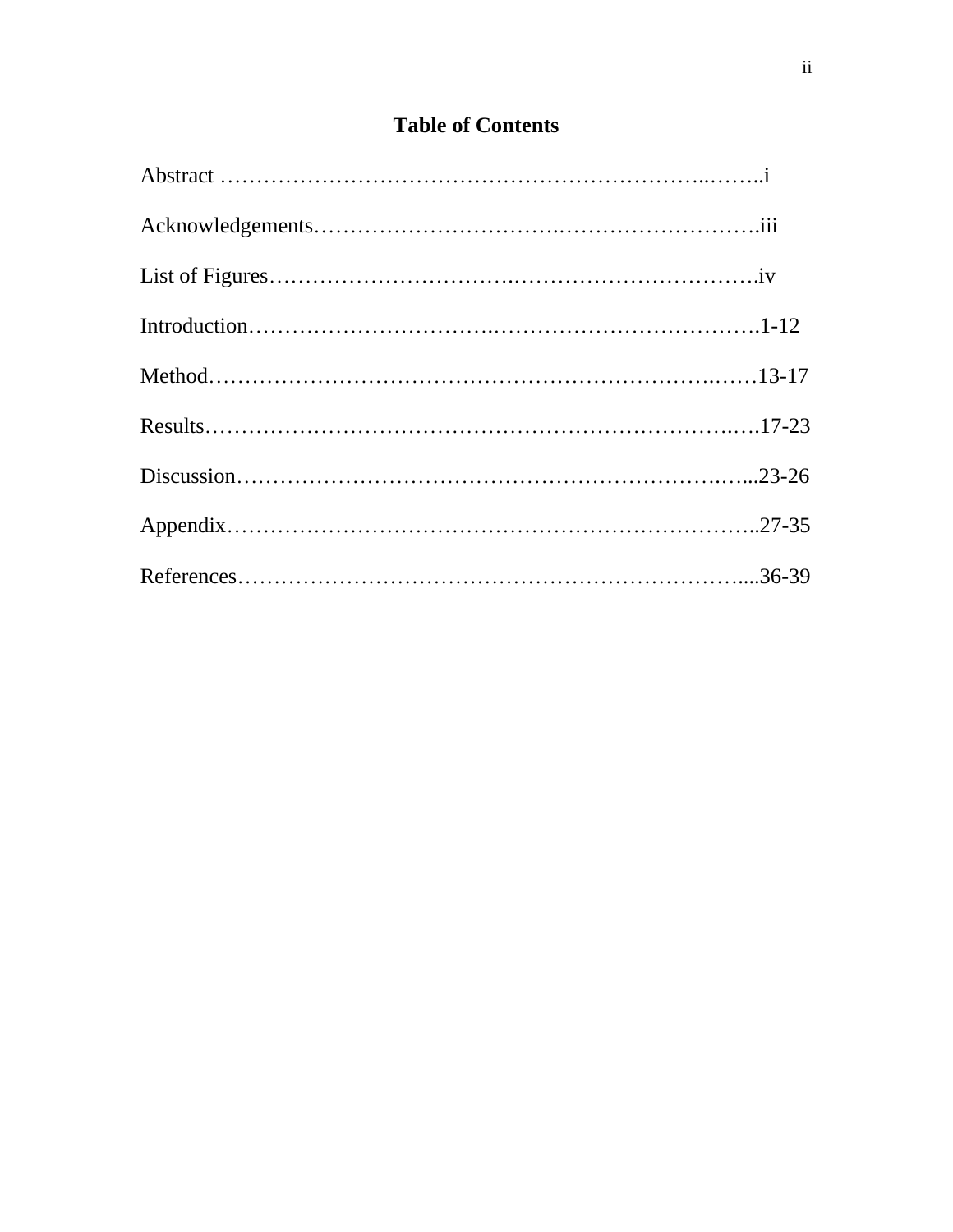# Table of Contents

Abstract ……………………………………………………………..……..i

Acknowledgements………………………….………………………iii

List of Figures………………………….……………………………iv

Introduction………………………….………………………………1-12

Method……………………………………………………………..……13-17

Results……………………………………………………………….….17-23

Discussion……………………………………………………….…...23-26

Appendix…………………………………………………………..27-35

References………………………………………………………....36-39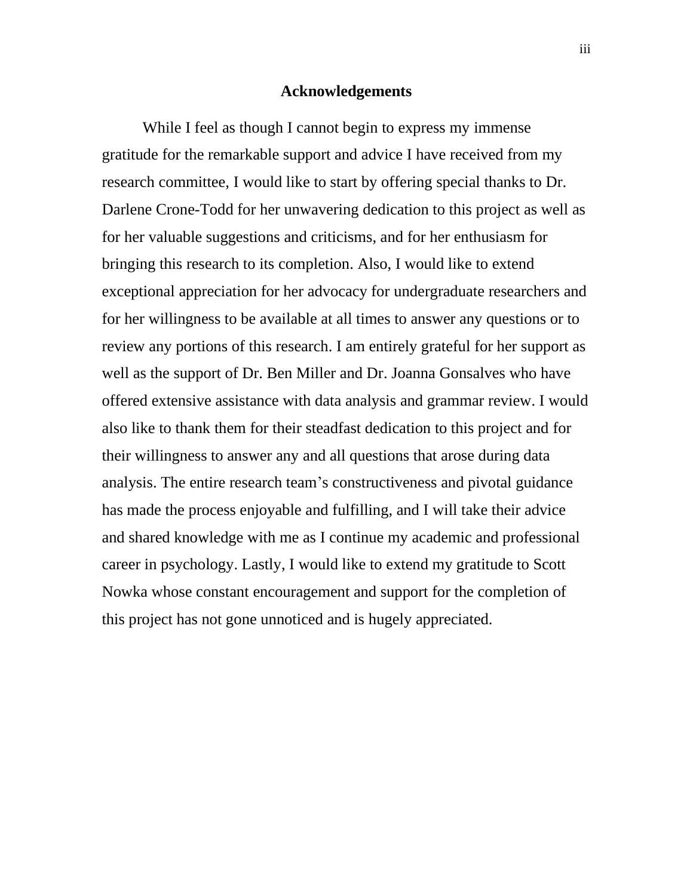## Acknowledgements

While I feel as though I cannot begin to express my immense gratitude for the remarkable support and advice I have received from my research committee, I would like to start by offering special thanks to Dr. Darlene Crone-Todd for her unwavering dedication to this project as well as for her valuable suggestions and criticisms, and for her enthusiasm for bringing this research to its completion. Also, I would like to extend exceptional appreciation for her advocacy for undergraduate researchers and for her willingness to be available at all times to answer any questions or to review any portions of this research. I am entirely grateful for her support as well as the support of Dr. Ben Miller and Dr. Joanna Gonsalves who have offered extensive assistance with data analysis and grammar review. I would also like to thank them for their steadfast dedication to this project and for their willingness to answer any and all questions that arose during data analysis. The entire research team's constructiveness and pivotal guidance has made the process enjoyable and fulfilling, and I will take their advice and shared knowledge with me as I continue my academic and professional career in psychology. Lastly, I would like to extend my gratitude to Scott Nowka whose constant encouragement and support for the completion of this project has not gone unnoticed and is hugely appreciated.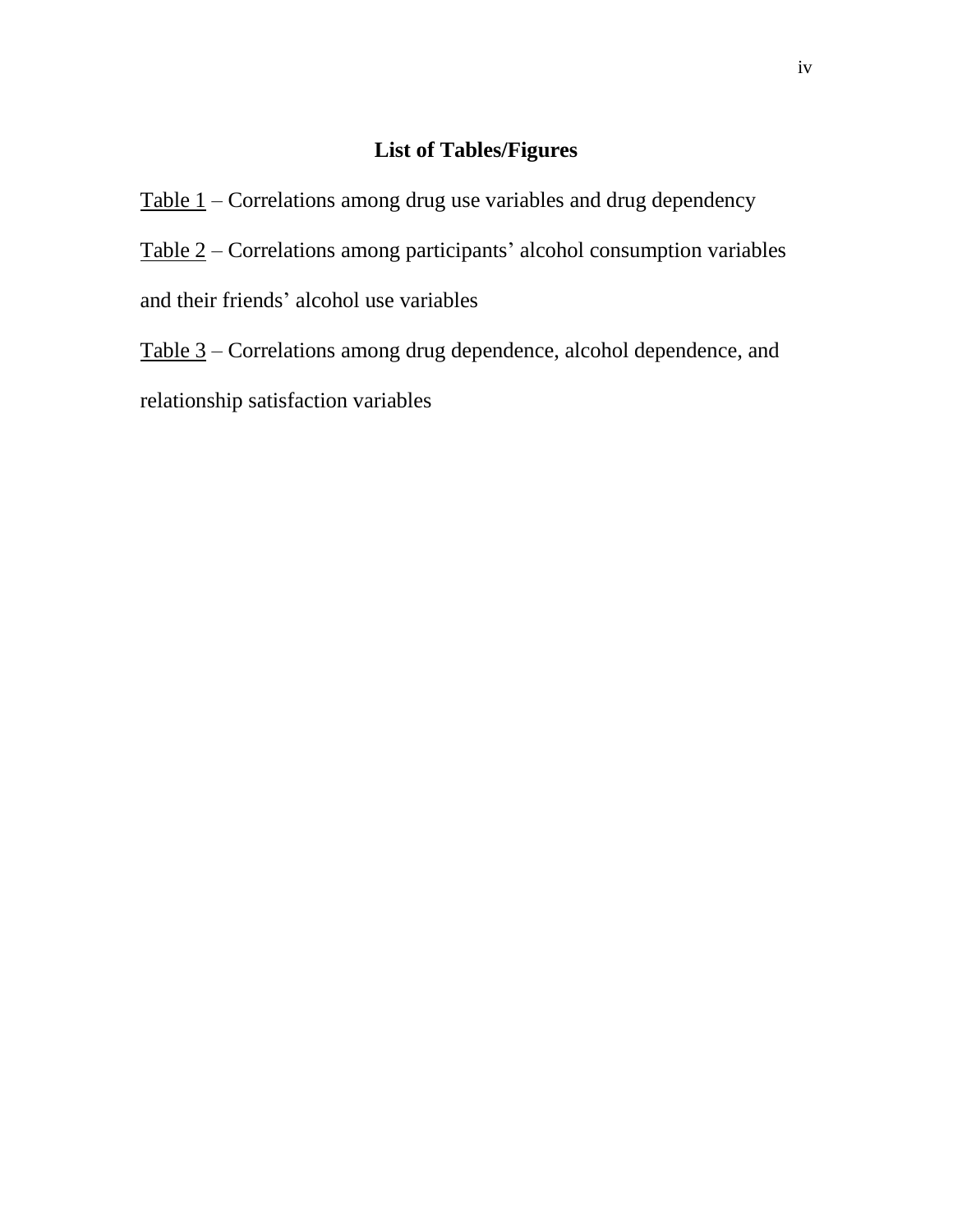## List of Tables/Figures

<u>Table 1</u> – Correlations among drug use variables and drug dependency

<u>Table 2</u> – Correlations among participants' alcohol consumption variables and their friends' alcohol use variables

<u>Table 3</u> – Correlations among drug dependence, alcohol dependence, and relationship satisfaction variables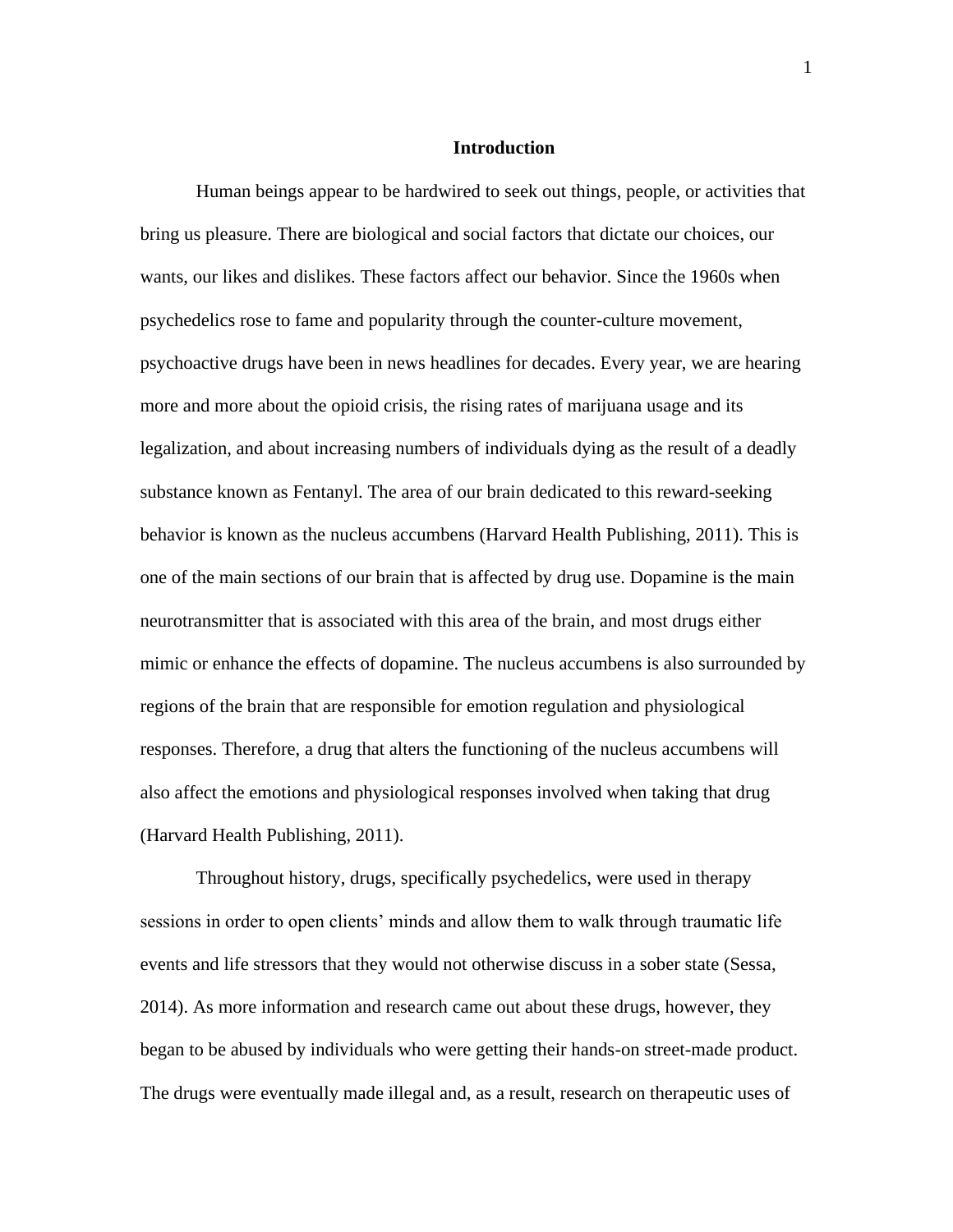# Introduction

Human beings appear to be hardwired to seek out things, people, or activities that bring us pleasure. There are biological and social factors that dictate our choices, our wants, our likes and dislikes. These factors affect our behavior. Since the 1960s when psychedelics rose to fame and popularity through the counter-culture movement, psychoactive drugs have been in news headlines for decades. Every year, we are hearing more and more about the opioid crisis, the rising rates of marijuana usage and its legalization, and about increasing numbers of individuals dying as the result of a deadly substance known as Fentanyl. The area of our brain dedicated to this reward-seeking behavior is known as the nucleus accumbens (Harvard Health Publishing, 2011). This is one of the main sections of our brain that is affected by drug use. Dopamine is the main neurotransmitter that is associated with this area of the brain, and most drugs either mimic or enhance the effects of dopamine. The nucleus accumbens is also surrounded by regions of the brain that are responsible for emotion regulation and physiological responses. Therefore, a drug that alters the functioning of the nucleus accumbens will also affect the emotions and physiological responses involved when taking that drug (Harvard Health Publishing, 2011).

Throughout history, drugs, specifically psychedelics, were used in therapy sessions in order to open clients' minds and allow them to walk through traumatic life events and life stressors that they would not otherwise discuss in a sober state (Sessa, 2014). As more information and research came out about these drugs, however, they began to be abused by individuals who were getting their hands-on street-made product. The drugs were eventually made illegal and, as a result, research on therapeutic uses of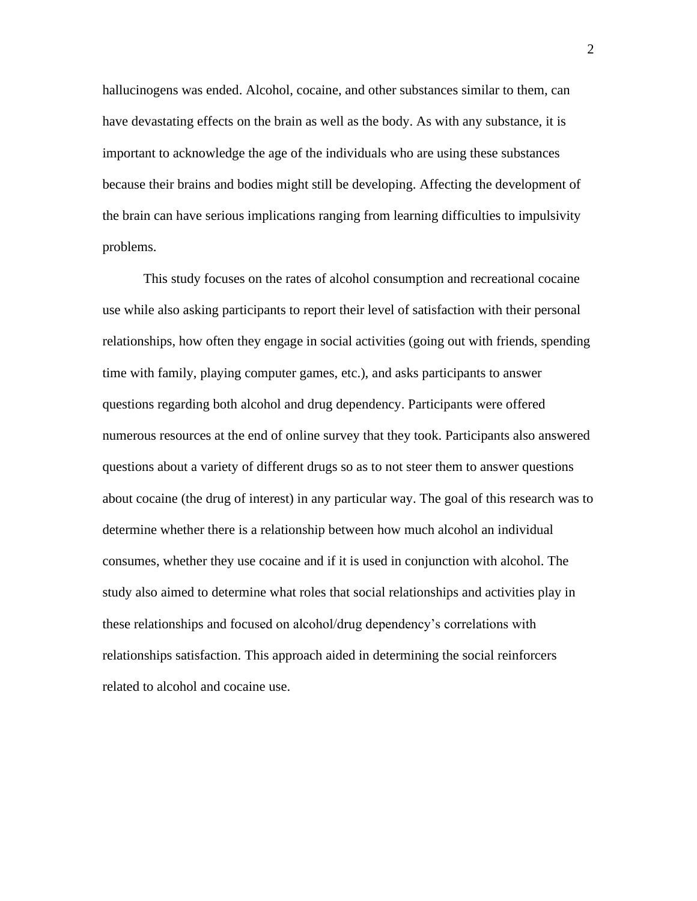hallucinogens was ended. Alcohol, cocaine, and other substances similar to them, can have devastating effects on the brain as well as the body. As with any substance, it is important to acknowledge the age of the individuals who are using these substances because their brains and bodies might still be developing. Affecting the development of the brain can have serious implications ranging from learning difficulties to impulsivity problems.

This study focuses on the rates of alcohol consumption and recreational cocaine use while also asking participants to report their level of satisfaction with their personal relationships, how often they engage in social activities (going out with friends, spending time with family, playing computer games, etc.), and asks participants to answer questions regarding both alcohol and drug dependency. Participants were offered numerous resources at the end of online survey that they took. Participants also answered questions about a variety of different drugs so as to not steer them to answer questions about cocaine (the drug of interest) in any particular way. The goal of this research was to determine whether there is a relationship between how much alcohol an individual consumes, whether they use cocaine and if it is used in conjunction with alcohol. The study also aimed to determine what roles that social relationships and activities play in these relationships and focused on alcohol/drug dependency's correlations with relationships satisfaction. This approach aided in determining the social reinforcers related to alcohol and cocaine use.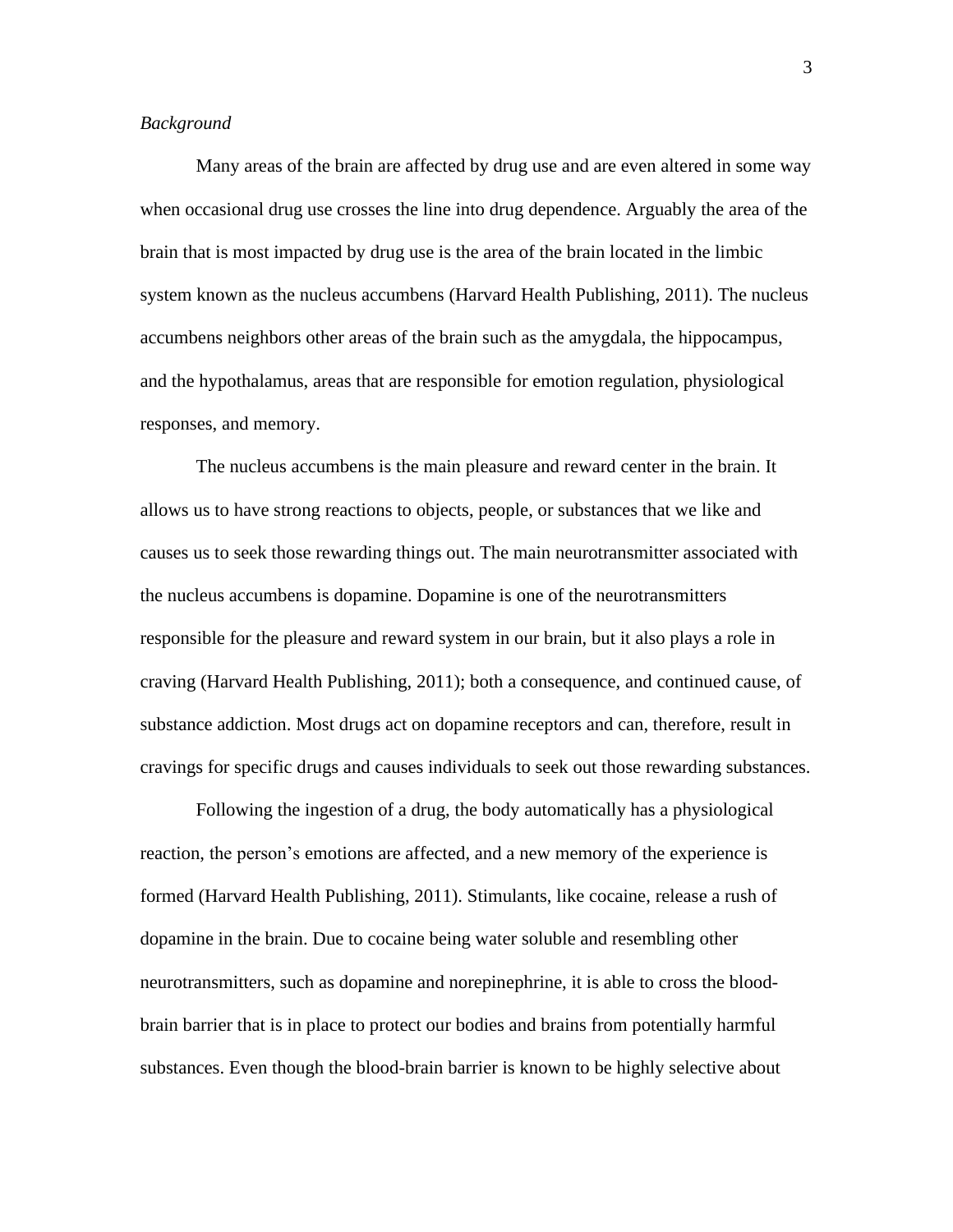*Background*

Many areas of the brain are affected by drug use and are even altered in some way when occasional drug use crosses the line into drug dependence. Arguably the area of the brain that is most impacted by drug use is the area of the brain located in the limbic system known as the nucleus accumbens (Harvard Health Publishing, 2011). The nucleus accumbens neighbors other areas of the brain such as the amygdala, the hippocampus, and the hypothalamus, areas that are responsible for emotion regulation, physiological responses, and memory.

The nucleus accumbens is the main pleasure and reward center in the brain. It allows us to have strong reactions to objects, people, or substances that we like and causes us to seek those rewarding things out. The main neurotransmitter associated with the nucleus accumbens is dopamine. Dopamine is one of the neurotransmitters responsible for the pleasure and reward system in our brain, but it also plays a role in craving (Harvard Health Publishing, 2011); both a consequence, and continued cause, of substance addiction. Most drugs act on dopamine receptors and can, therefore, result in cravings for specific drugs and causes individuals to seek out those rewarding substances.

Following the ingestion of a drug, the body automatically has a physiological reaction, the person's emotions are affected, and a new memory of the experience is formed (Harvard Health Publishing, 2011). Stimulants, like cocaine, release a rush of dopamine in the brain. Due to cocaine being water soluble and resembling other neurotransmitters, such as dopamine and norepinephrine, it is able to cross the blood-brain barrier that is in place to protect our bodies and brains from potentially harmful substances. Even though the blood-brain barrier is known to be highly selective about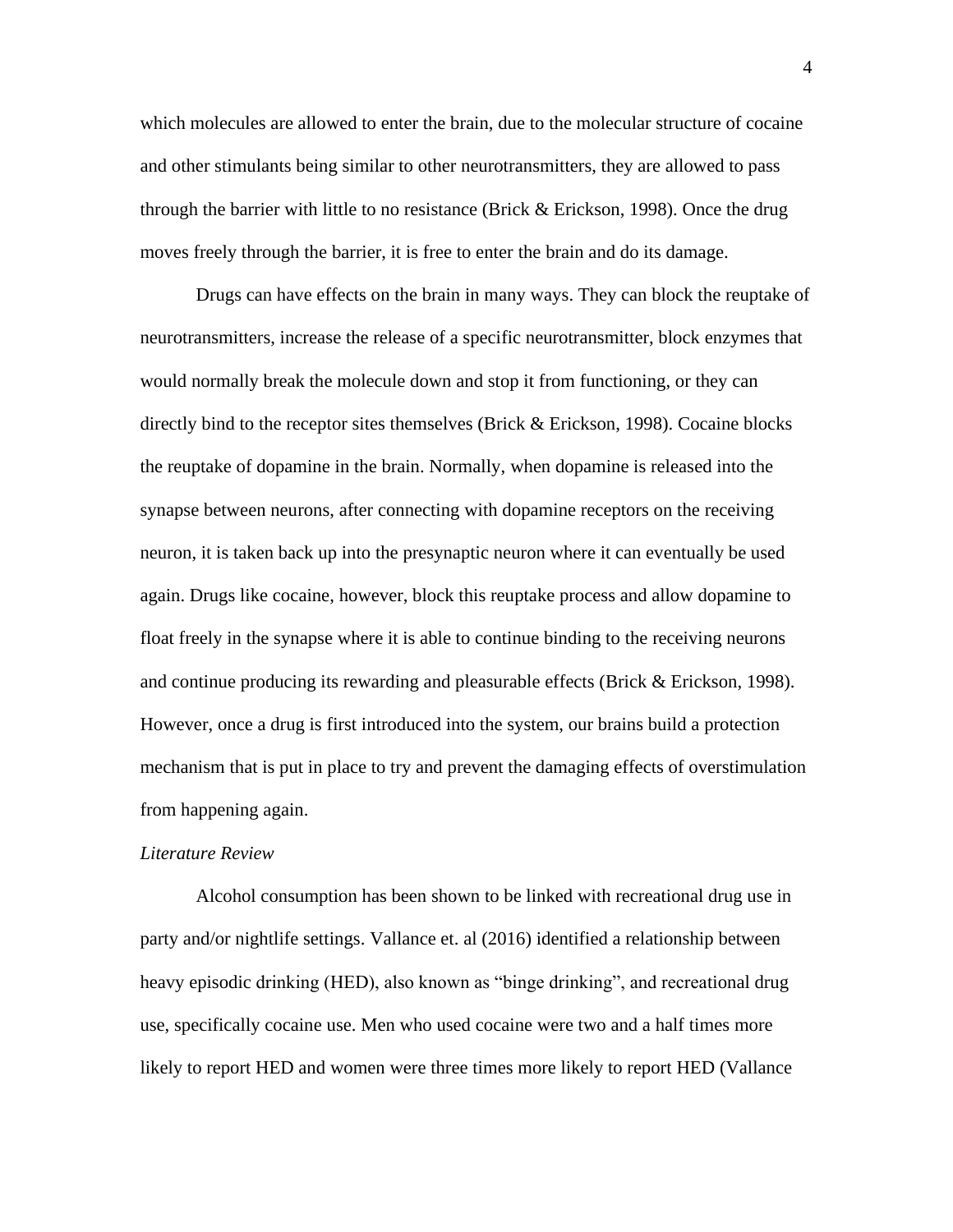which molecules are allowed to enter the brain, due to the molecular structure of cocaine and other stimulants being similar to other neurotransmitters, they are allowed to pass through the barrier with little to no resistance (Brick & Erickson, 1998). Once the drug moves freely through the barrier, it is free to enter the brain and do its damage.

Drugs can have effects on the brain in many ways. They can block the reuptake of neurotransmitters, increase the release of a specific neurotransmitter, block enzymes that would normally break the molecule down and stop it from functioning, or they can directly bind to the receptor sites themselves (Brick & Erickson, 1998). Cocaine blocks the reuptake of dopamine in the brain. Normally, when dopamine is released into the synapse between neurons, after connecting with dopamine receptors on the receiving neuron, it is taken back up into the presynaptic neuron where it can eventually be used again. Drugs like cocaine, however, block this reuptake process and allow dopamine to float freely in the synapse where it is able to continue binding to the receiving neurons and continue producing its rewarding and pleasurable effects (Brick & Erickson, 1998). However, once a drug is first introduced into the system, our brains build a protection mechanism that is put in place to try and prevent the damaging effects of overstimulation from happening again.

*Literature Review*

Alcohol consumption has been shown to be linked with recreational drug use in party and/or nightlife settings. Vallance et. al (2016) identified a relationship between heavy episodic drinking (HED), also known as "binge drinking", and recreational drug use, specifically cocaine use. Men who used cocaine were two and a half times more likely to report HED and women were three times more likely to report HED (Vallance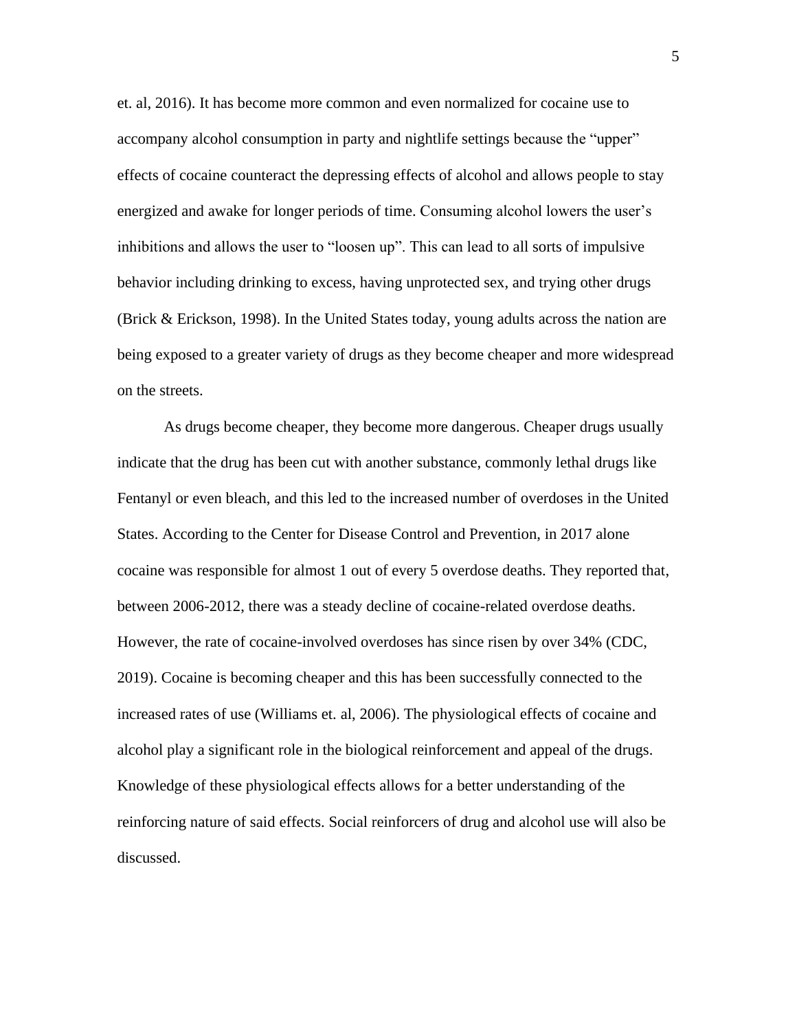et. al, 2016). It has become more common and even normalized for cocaine use to accompany alcohol consumption in party and nightlife settings because the "upper" effects of cocaine counteract the depressing effects of alcohol and allows people to stay energized and awake for longer periods of time. Consuming alcohol lowers the user's inhibitions and allows the user to "loosen up". This can lead to all sorts of impulsive behavior including drinking to excess, having unprotected sex, and trying other drugs (Brick & Erickson, 1998). In the United States today, young adults across the nation are being exposed to a greater variety of drugs as they become cheaper and more widespread on the streets.

As drugs become cheaper, they become more dangerous. Cheaper drugs usually indicate that the drug has been cut with another substance, commonly lethal drugs like Fentanyl or even bleach, and this led to the increased number of overdoses in the United States. According to the Center for Disease Control and Prevention, in 2017 alone cocaine was responsible for almost 1 out of every 5 overdose deaths. They reported that, between 2006-2012, there was a steady decline of cocaine-related overdose deaths. However, the rate of cocaine-involved overdoses has since risen by over 34% (CDC, 2019). Cocaine is becoming cheaper and this has been successfully connected to the increased rates of use (Williams et. al, 2006). The physiological effects of cocaine and alcohol play a significant role in the biological reinforcement and appeal of the drugs. Knowledge of these physiological effects allows for a better understanding of the reinforcing nature of said effects. Social reinforcers of drug and alcohol use will also be discussed.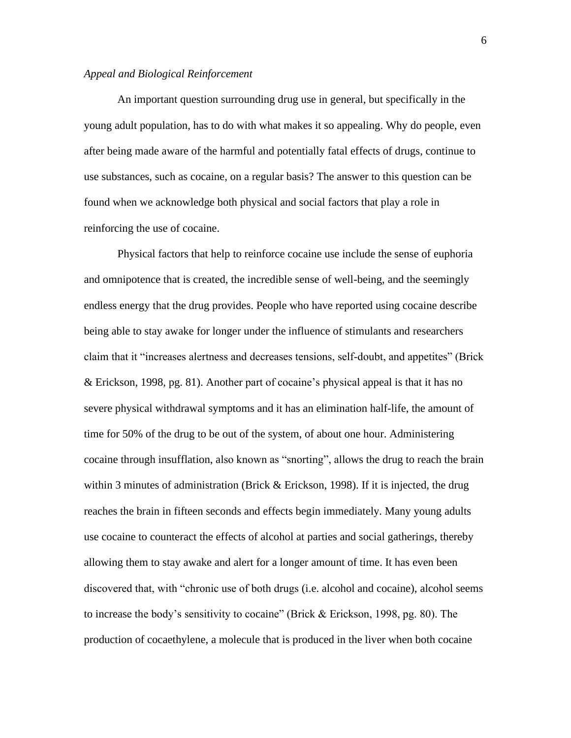*Appeal and Biological Reinforcement*

An important question surrounding drug use in general, but specifically in the young adult population, has to do with what makes it so appealing. Why do people, even after being made aware of the harmful and potentially fatal effects of drugs, continue to use substances, such as cocaine, on a regular basis? The answer to this question can be found when we acknowledge both physical and social factors that play a role in reinforcing the use of cocaine.

Physical factors that help to reinforce cocaine use include the sense of euphoria and omnipotence that is created, the incredible sense of well-being, and the seemingly endless energy that the drug provides. People who have reported using cocaine describe being able to stay awake for longer under the influence of stimulants and researchers claim that it "increases alertness and decreases tensions, self-doubt, and appetites" (Brick & Erickson, 1998, pg. 81). Another part of cocaine's physical appeal is that it has no severe physical withdrawal symptoms and it has an elimination half-life, the amount of time for 50% of the drug to be out of the system, of about one hour. Administering cocaine through insufflation, also known as "snorting", allows the drug to reach the brain within 3 minutes of administration (Brick & Erickson, 1998). If it is injected, the drug reaches the brain in fifteen seconds and effects begin immediately. Many young adults use cocaine to counteract the effects of alcohol at parties and social gatherings, thereby allowing them to stay awake and alert for a longer amount of time. It has even been discovered that, with "chronic use of both drugs (i.e. alcohol and cocaine), alcohol seems to increase the body's sensitivity to cocaine" (Brick & Erickson, 1998, pg. 80). The production of cocaethylene, a molecule that is produced in the liver when both cocaine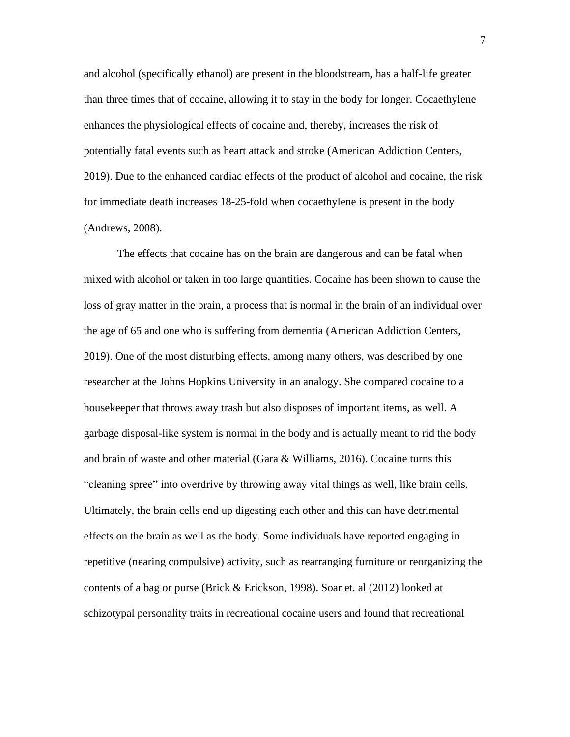and alcohol (specifically ethanol) are present in the bloodstream, has a half-life greater than three times that of cocaine, allowing it to stay in the body for longer. Cocaethylene enhances the physiological effects of cocaine and, thereby, increases the risk of potentially fatal events such as heart attack and stroke (American Addiction Centers, 2019). Due to the enhanced cardiac effects of the product of alcohol and cocaine, the risk for immediate death increases 18-25-fold when cocaethylene is present in the body (Andrews, 2008).

The effects that cocaine has on the brain are dangerous and can be fatal when mixed with alcohol or taken in too large quantities. Cocaine has been shown to cause the loss of gray matter in the brain, a process that is normal in the brain of an individual over the age of 65 and one who is suffering from dementia (American Addiction Centers, 2019). One of the most disturbing effects, among many others, was described by one researcher at the Johns Hopkins University in an analogy. She compared cocaine to a housekeeper that throws away trash but also disposes of important items, as well. A garbage disposal-like system is normal in the body and is actually meant to rid the body and brain of waste and other material (Gara & Williams, 2016). Cocaine turns this "cleaning spree" into overdrive by throwing away vital things as well, like brain cells. Ultimately, the brain cells end up digesting each other and this can have detrimental effects on the brain as well as the body. Some individuals have reported engaging in repetitive (nearing compulsive) activity, such as rearranging furniture or reorganizing the contents of a bag or purse (Brick & Erickson, 1998). Soar et. al (2012) looked at schizotypal personality traits in recreational cocaine users and found that recreational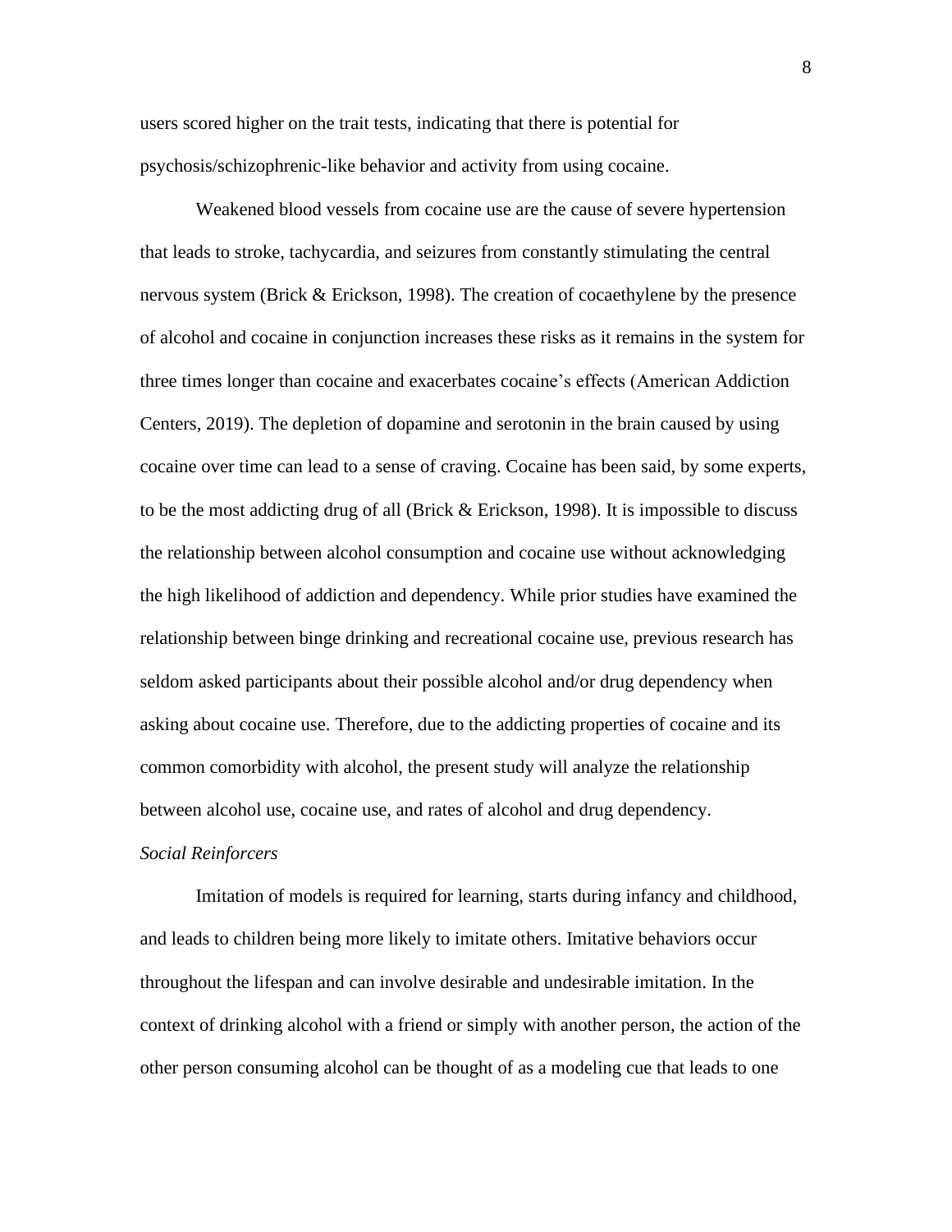users scored higher on the trait tests, indicating that there is potential for psychosis/schizophrenic-like behavior and activity from using cocaine.

Weakened blood vessels from cocaine use are the cause of severe hypertension that leads to stroke, tachycardia, and seizures from constantly stimulating the central nervous system (Brick & Erickson, 1998). The creation of cocaethylene by the presence of alcohol and cocaine in conjunction increases these risks as it remains in the system for three times longer than cocaine and exacerbates cocaine's effects (American Addiction Centers, 2019). The depletion of dopamine and serotonin in the brain caused by using cocaine over time can lead to a sense of craving. Cocaine has been said, by some experts, to be the most addicting drug of all (Brick & Erickson, 1998). It is impossible to discuss the relationship between alcohol consumption and cocaine use without acknowledging the high likelihood of addiction and dependency. While prior studies have examined the relationship between binge drinking and recreational cocaine use, previous research has seldom asked participants about their possible alcohol and/or drug dependency when asking about cocaine use. Therefore, due to the addicting properties of cocaine and its common comorbidity with alcohol, the present study will analyze the relationship between alcohol use, cocaine use, and rates of alcohol and drug dependency.

*Social Reinforcers*

Imitation of models is required for learning, starts during infancy and childhood, and leads to children being more likely to imitate others. Imitative behaviors occur throughout the lifespan and can involve desirable and undesirable imitation. In the context of drinking alcohol with a friend or simply with another person, the action of the other person consuming alcohol can be thought of as a modeling cue that leads to one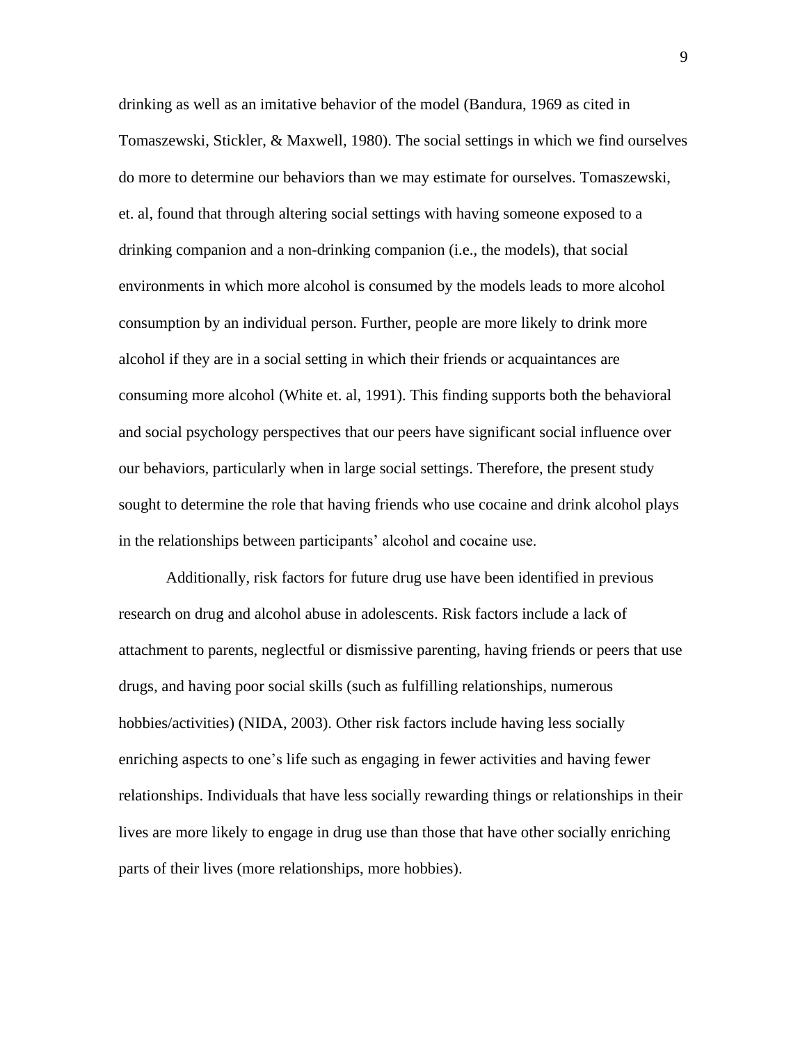drinking as well as an imitative behavior of the model (Bandura, 1969 as cited in Tomaszewski, Stickler, & Maxwell, 1980). The social settings in which we find ourselves do more to determine our behaviors than we may estimate for ourselves. Tomaszewski, et. al, found that through altering social settings with having someone exposed to a drinking companion and a non-drinking companion (i.e., the models), that social environments in which more alcohol is consumed by the models leads to more alcohol consumption by an individual person. Further, people are more likely to drink more alcohol if they are in a social setting in which their friends or acquaintances are consuming more alcohol (White et. al, 1991). This finding supports both the behavioral and social psychology perspectives that our peers have significant social influence over our behaviors, particularly when in large social settings. Therefore, the present study sought to determine the role that having friends who use cocaine and drink alcohol plays in the relationships between participants' alcohol and cocaine use.

Additionally, risk factors for future drug use have been identified in previous research on drug and alcohol abuse in adolescents. Risk factors include a lack of attachment to parents, neglectful or dismissive parenting, having friends or peers that use drugs, and having poor social skills (such as fulfilling relationships, numerous hobbies/activities) (NIDA, 2003). Other risk factors include having less socially enriching aspects to one's life such as engaging in fewer activities and having fewer relationships. Individuals that have less socially rewarding things or relationships in their lives are more likely to engage in drug use than those that have other socially enriching parts of their lives (more relationships, more hobbies).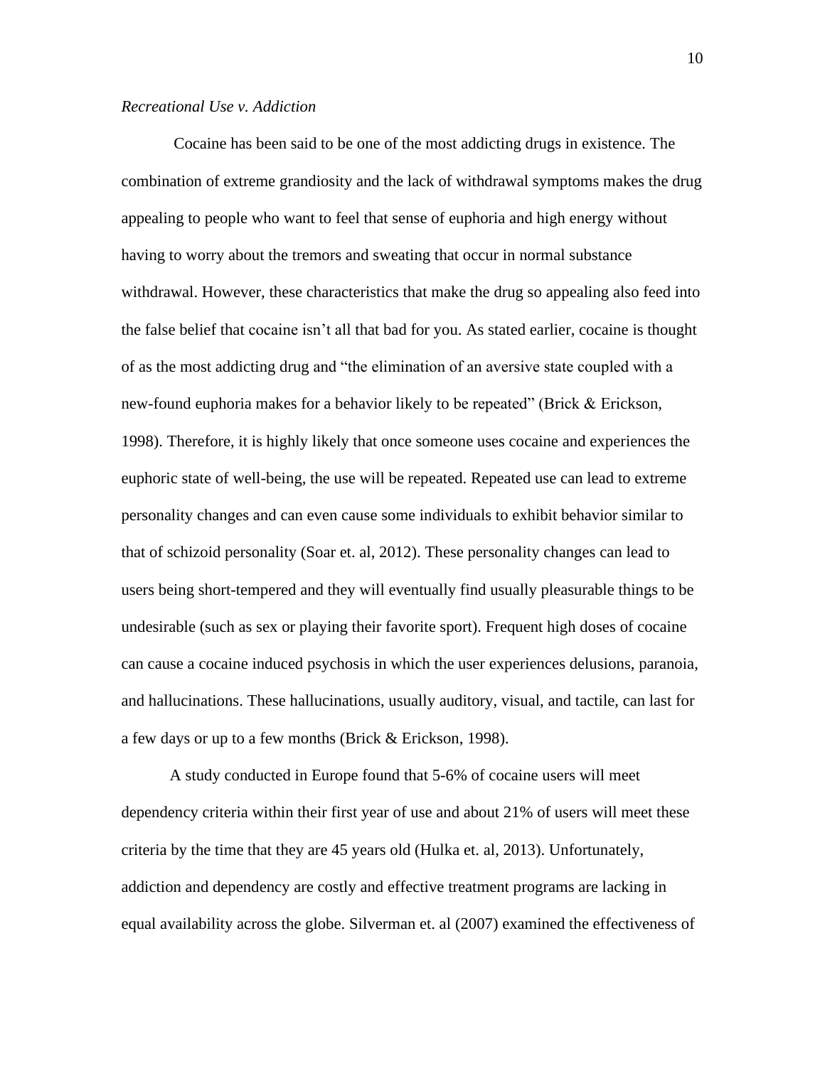*Recreational Use v. Addiction*

Cocaine has been said to be one of the most addicting drugs in existence. The combination of extreme grandiosity and the lack of withdrawal symptoms makes the drug appealing to people who want to feel that sense of euphoria and high energy without having to worry about the tremors and sweating that occur in normal substance withdrawal. However, these characteristics that make the drug so appealing also feed into the false belief that cocaine isn't all that bad for you. As stated earlier, cocaine is thought of as the most addicting drug and "the elimination of an aversive state coupled with a new-found euphoria makes for a behavior likely to be repeated" (Brick & Erickson, 1998). Therefore, it is highly likely that once someone uses cocaine and experiences the euphoric state of well-being, the use will be repeated. Repeated use can lead to extreme personality changes and can even cause some individuals to exhibit behavior similar to that of schizoid personality (Soar et. al, 2012). These personality changes can lead to users being short-tempered and they will eventually find usually pleasurable things to be undesirable (such as sex or playing their favorite sport). Frequent high doses of cocaine can cause a cocaine induced psychosis in which the user experiences delusions, paranoia, and hallucinations. These hallucinations, usually auditory, visual, and tactile, can last for a few days or up to a few months (Brick & Erickson, 1998).

A study conducted in Europe found that 5-6% of cocaine users will meet dependency criteria within their first year of use and about 21% of users will meet these criteria by the time that they are 45 years old (Hulka et. al, 2013). Unfortunately, addiction and dependency are costly and effective treatment programs are lacking in equal availability across the globe. Silverman et. al (2007) examined the effectiveness of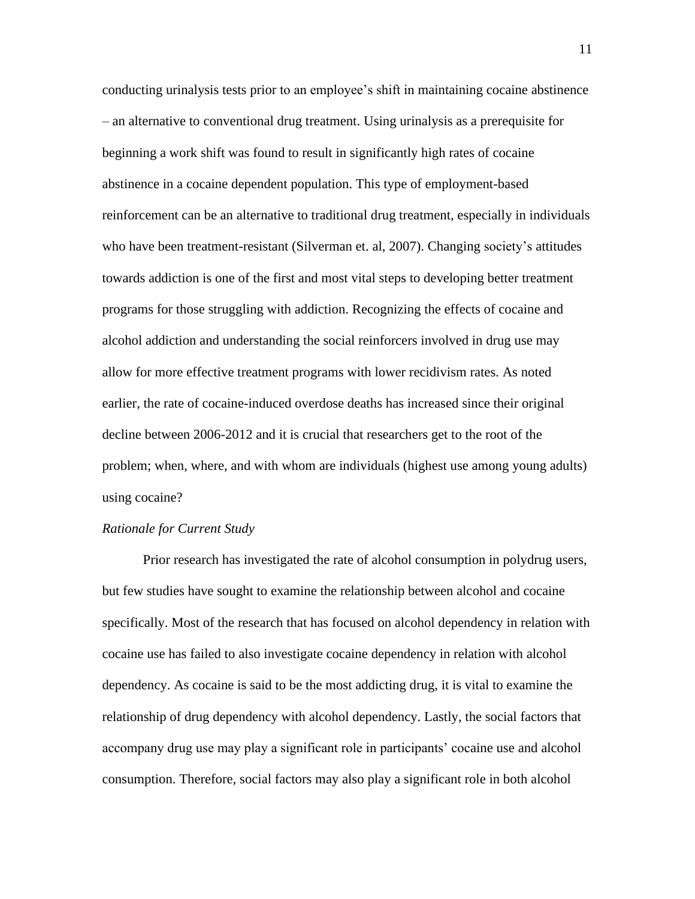conducting urinalysis tests prior to an employee's shift in maintaining cocaine abstinence – an alternative to conventional drug treatment. Using urinalysis as a prerequisite for beginning a work shift was found to result in significantly high rates of cocaine abstinence in a cocaine dependent population. This type of employment-based reinforcement can be an alternative to traditional drug treatment, especially in individuals who have been treatment-resistant (Silverman et. al, 2007). Changing society's attitudes towards addiction is one of the first and most vital steps to developing better treatment programs for those struggling with addiction. Recognizing the effects of cocaine and alcohol addiction and understanding the social reinforcers involved in drug use may allow for more effective treatment programs with lower recidivism rates. As noted earlier, the rate of cocaine-induced overdose deaths has increased since their original decline between 2006-2012 and it is crucial that researchers get to the root of the problem; when, where, and with whom are individuals (highest use among young adults) using cocaine?

*Rationale for Current Study*

Prior research has investigated the rate of alcohol consumption in polydrug users, but few studies have sought to examine the relationship between alcohol and cocaine specifically. Most of the research that has focused on alcohol dependency in relation with cocaine use has failed to also investigate cocaine dependency in relation with alcohol dependency. As cocaine is said to be the most addicting drug, it is vital to examine the relationship of drug dependency with alcohol dependency. Lastly, the social factors that accompany drug use may play a significant role in participants' cocaine use and alcohol consumption. Therefore, social factors may also play a significant role in both alcohol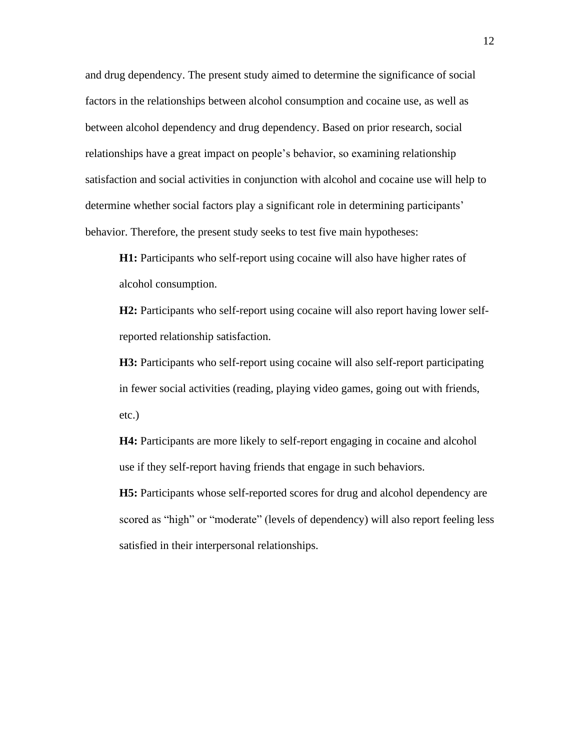and drug dependency. The present study aimed to determine the significance of social factors in the relationships between alcohol consumption and cocaine use, as well as between alcohol dependency and drug dependency. Based on prior research, social relationships have a great impact on people's behavior, so examining relationship satisfaction and social activities in conjunction with alcohol and cocaine use will help to determine whether social factors play a significant role in determining participants' behavior. Therefore, the present study seeks to test five main hypotheses:

**H1:** Participants who self-report using cocaine will also have higher rates of alcohol consumption.

**H2:** Participants who self-report using cocaine will also report having lower self-reported relationship satisfaction.

**H3:** Participants who self-report using cocaine will also self-report participating in fewer social activities (reading, playing video games, going out with friends, etc.)

**H4:** Participants are more likely to self-report engaging in cocaine and alcohol use if they self-report having friends that engage in such behaviors.

**H5:** Participants whose self-reported scores for drug and alcohol dependency are scored as "high" or "moderate" (levels of dependency) will also report feeling less satisfied in their interpersonal relationships.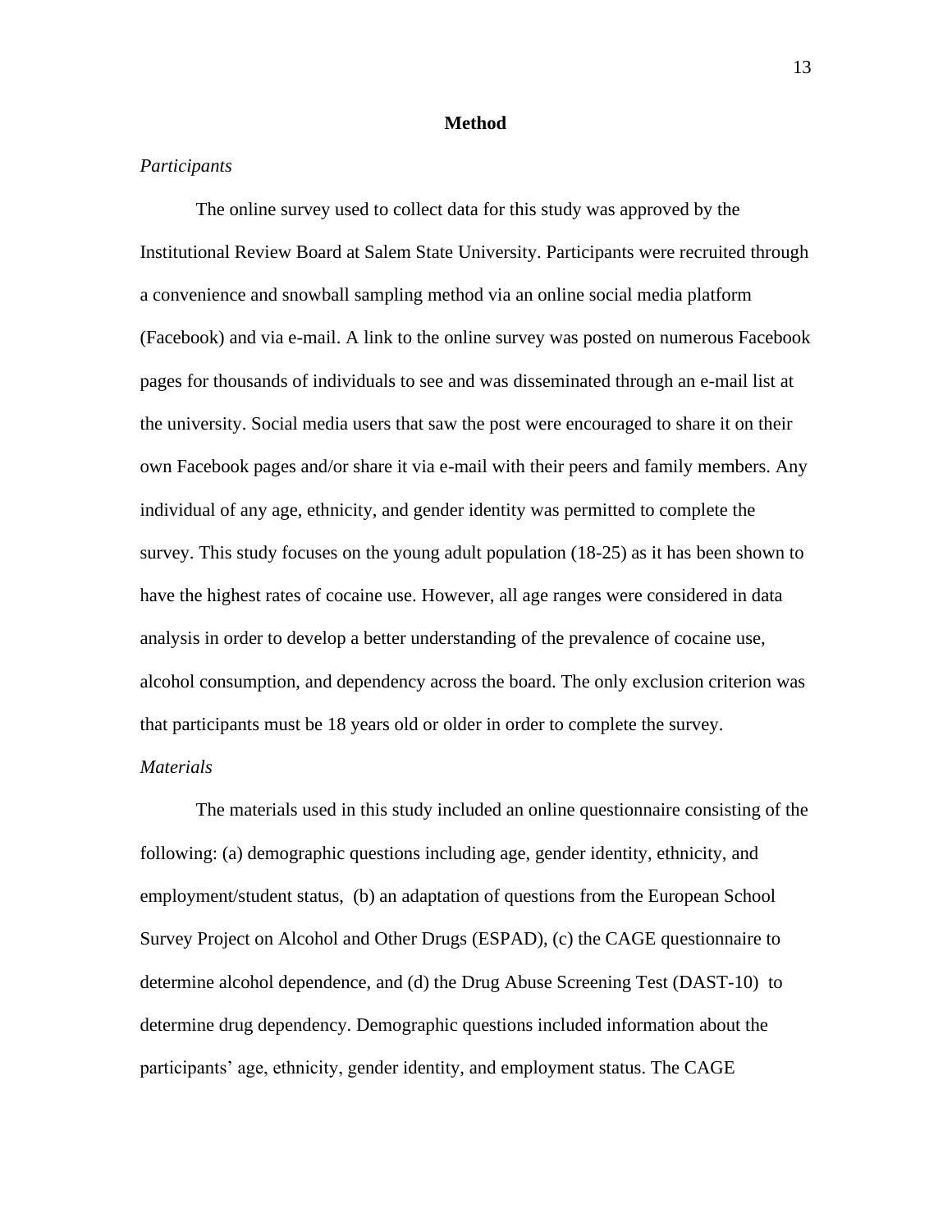## Method

### *Participants*

The online survey used to collect data for this study was approved by the Institutional Review Board at Salem State University. Participants were recruited through a convenience and snowball sampling method via an online social media platform (Facebook) and via e-mail. A link to the online survey was posted on numerous Facebook pages for thousands of individuals to see and was disseminated through an e-mail list at the university. Social media users that saw the post were encouraged to share it on their own Facebook pages and/or share it via e-mail with their peers and family members. Any individual of any age, ethnicity, and gender identity was permitted to complete the survey. This study focuses on the young adult population (18-25) as it has been shown to have the highest rates of cocaine use. However, all age ranges were considered in data analysis in order to develop a better understanding of the prevalence of cocaine use, alcohol consumption, and dependency across the board. The only exclusion criterion was that participants must be 18 years old or older in order to complete the survey.

### *Materials*

The materials used in this study included an online questionnaire consisting of the following: (a) demographic questions including age, gender identity, ethnicity, and employment/student status, (b) an adaptation of questions from the European School Survey Project on Alcohol and Other Drugs (ESPAD), (c) the CAGE questionnaire to determine alcohol dependence, and (d) the Drug Abuse Screening Test (DAST-10) to determine drug dependency. Demographic questions included information about the participants' age, ethnicity, gender identity, and employment status. The CAGE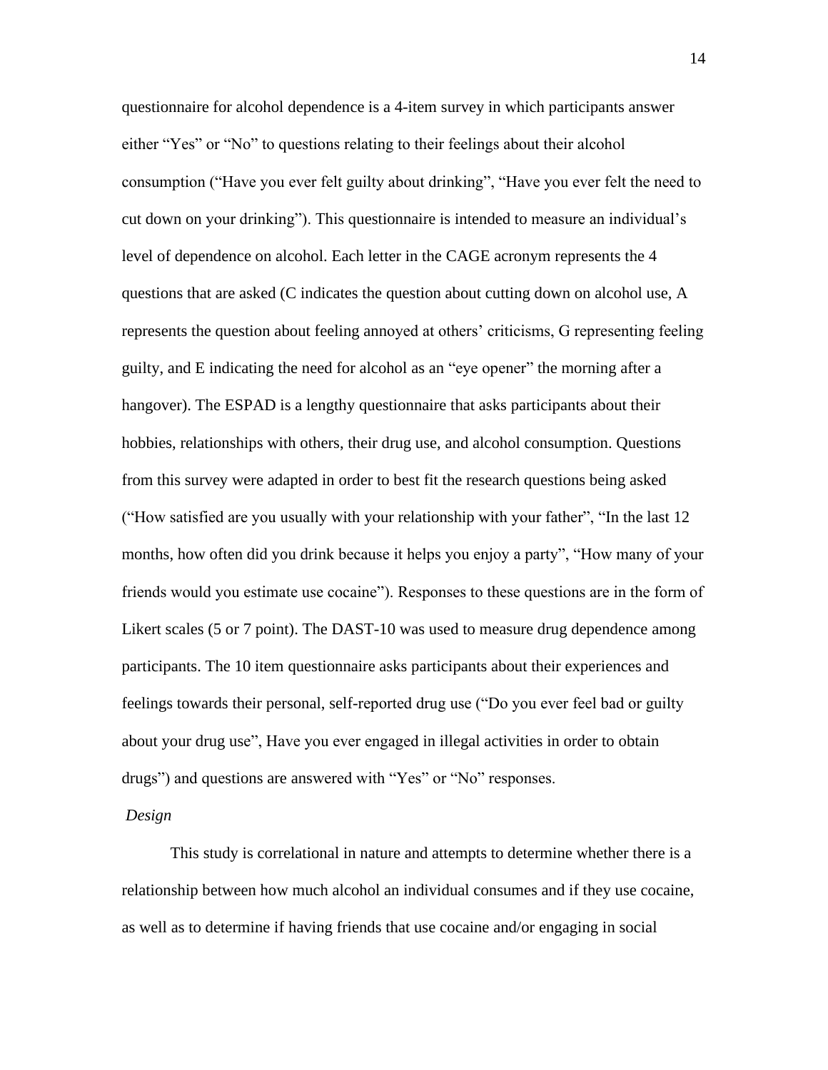questionnaire for alcohol dependence is a 4-item survey in which participants answer either “Yes” or “No” to questions relating to their feelings about their alcohol consumption (“Have you ever felt guilty about drinking”, “Have you ever felt the need to cut down on your drinking”). This questionnaire is intended to measure an individual’s level of dependence on alcohol. Each letter in the CAGE acronym represents the 4 questions that are asked (C indicates the question about cutting down on alcohol use, A represents the question about feeling annoyed at others’ criticisms, G representing feeling guilty, and E indicating the need for alcohol as an “eye opener” the morning after a hangover). The ESPAD is a lengthy questionnaire that asks participants about their hobbies, relationships with others, their drug use, and alcohol consumption. Questions from this survey were adapted in order to best fit the research questions being asked (“How satisfied are you usually with your relationship with your father”, “In the last 12 months, how often did you drink because it helps you enjoy a party”, “How many of your friends would you estimate use cocaine”). Responses to these questions are in the form of Likert scales (5 or 7 point). The DAST-10 was used to measure drug dependence among participants. The 10 item questionnaire asks participants about their experiences and feelings towards their personal, self-reported drug use (“Do you ever feel bad or guilty about your drug use”, Have you ever engaged in illegal activities in order to obtain drugs”) and questions are answered with “Yes” or “No” responses.

*Design*

This study is correlational in nature and attempts to determine whether there is a relationship between how much alcohol an individual consumes and if they use cocaine, as well as to determine if having friends that use cocaine and/or engaging in social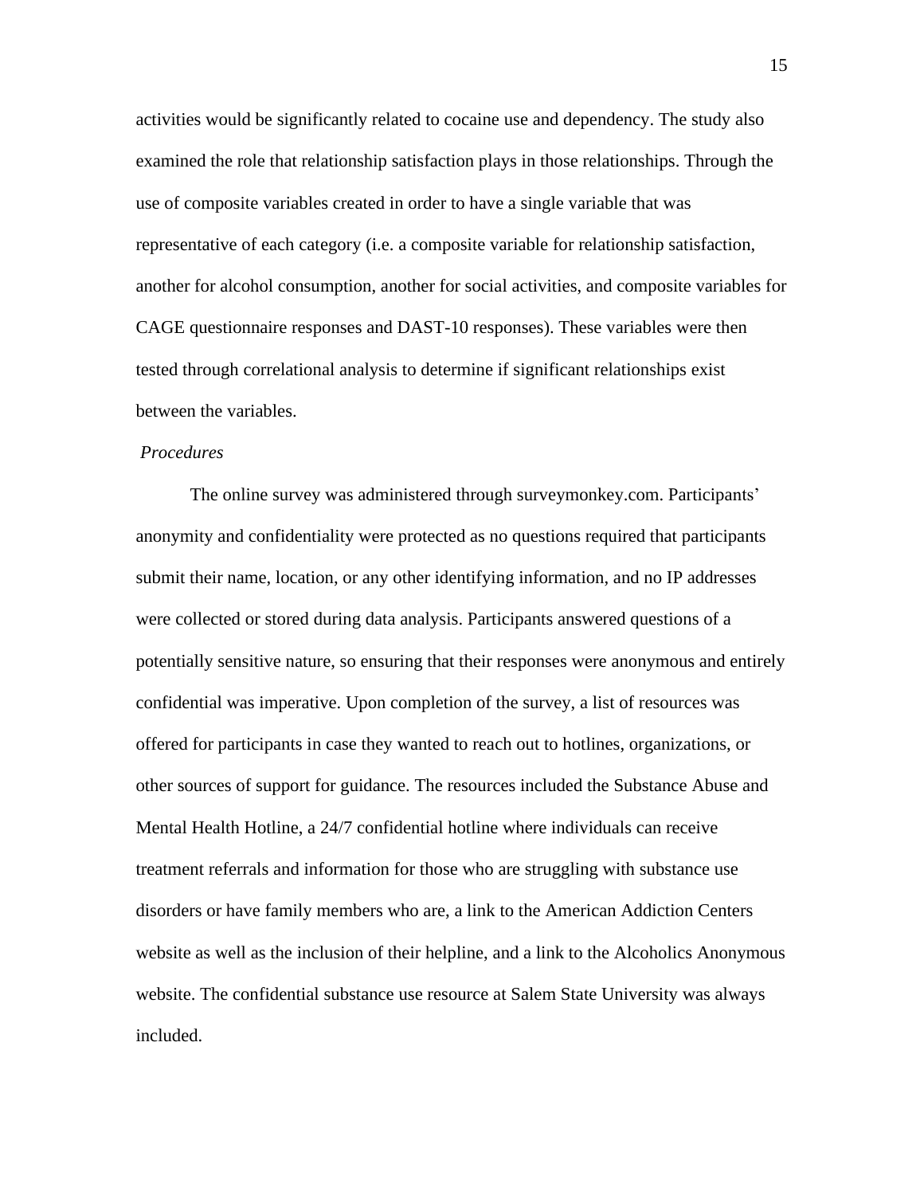activities would be significantly related to cocaine use and dependency. The study also examined the role that relationship satisfaction plays in those relationships. Through the use of composite variables created in order to have a single variable that was representative of each category (i.e. a composite variable for relationship satisfaction, another for alcohol consumption, another for social activities, and composite variables for CAGE questionnaire responses and DAST-10 responses). These variables were then tested through correlational analysis to determine if significant relationships exist between the variables.

*Procedures*

The online survey was administered through surveymonkey.com. Participants' anonymity and confidentiality were protected as no questions required that participants submit their name, location, or any other identifying information, and no IP addresses were collected or stored during data analysis. Participants answered questions of a potentially sensitive nature, so ensuring that their responses were anonymous and entirely confidential was imperative. Upon completion of the survey, a list of resources was offered for participants in case they wanted to reach out to hotlines, organizations, or other sources of support for guidance. The resources included the Substance Abuse and Mental Health Hotline, a 24/7 confidential hotline where individuals can receive treatment referrals and information for those who are struggling with substance use disorders or have family members who are, a link to the American Addiction Centers website as well as the inclusion of their helpline, and a link to the Alcoholics Anonymous website. The confidential substance use resource at Salem State University was always included.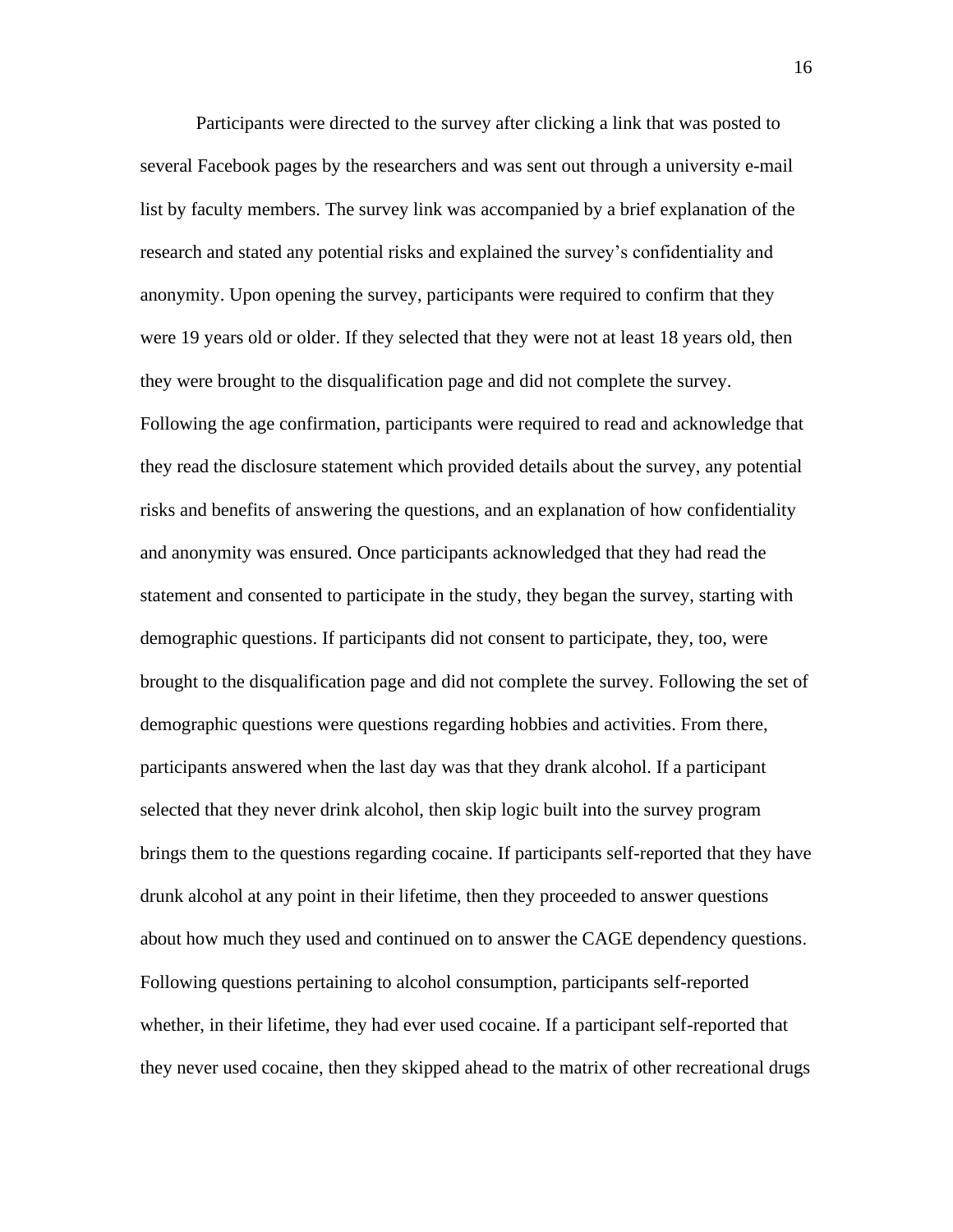Participants were directed to the survey after clicking a link that was posted to several Facebook pages by the researchers and was sent out through a university e-mail list by faculty members. The survey link was accompanied by a brief explanation of the research and stated any potential risks and explained the survey's confidentiality and anonymity. Upon opening the survey, participants were required to confirm that they were 19 years old or older. If they selected that they were not at least 18 years old, then they were brought to the disqualification page and did not complete the survey. Following the age confirmation, participants were required to read and acknowledge that they read the disclosure statement which provided details about the survey, any potential risks and benefits of answering the questions, and an explanation of how confidentiality and anonymity was ensured. Once participants acknowledged that they had read the statement and consented to participate in the study, they began the survey, starting with demographic questions. If participants did not consent to participate, they, too, were brought to the disqualification page and did not complete the survey. Following the set of demographic questions were questions regarding hobbies and activities. From there, participants answered when the last day was that they drank alcohol. If a participant selected that they never drink alcohol, then skip logic built into the survey program brings them to the questions regarding cocaine. If participants self-reported that they have drunk alcohol at any point in their lifetime, then they proceeded to answer questions about how much they used and continued on to answer the CAGE dependency questions. Following questions pertaining to alcohol consumption, participants self-reported whether, in their lifetime, they had ever used cocaine. If a participant self-reported that they never used cocaine, then they skipped ahead to the matrix of other recreational drugs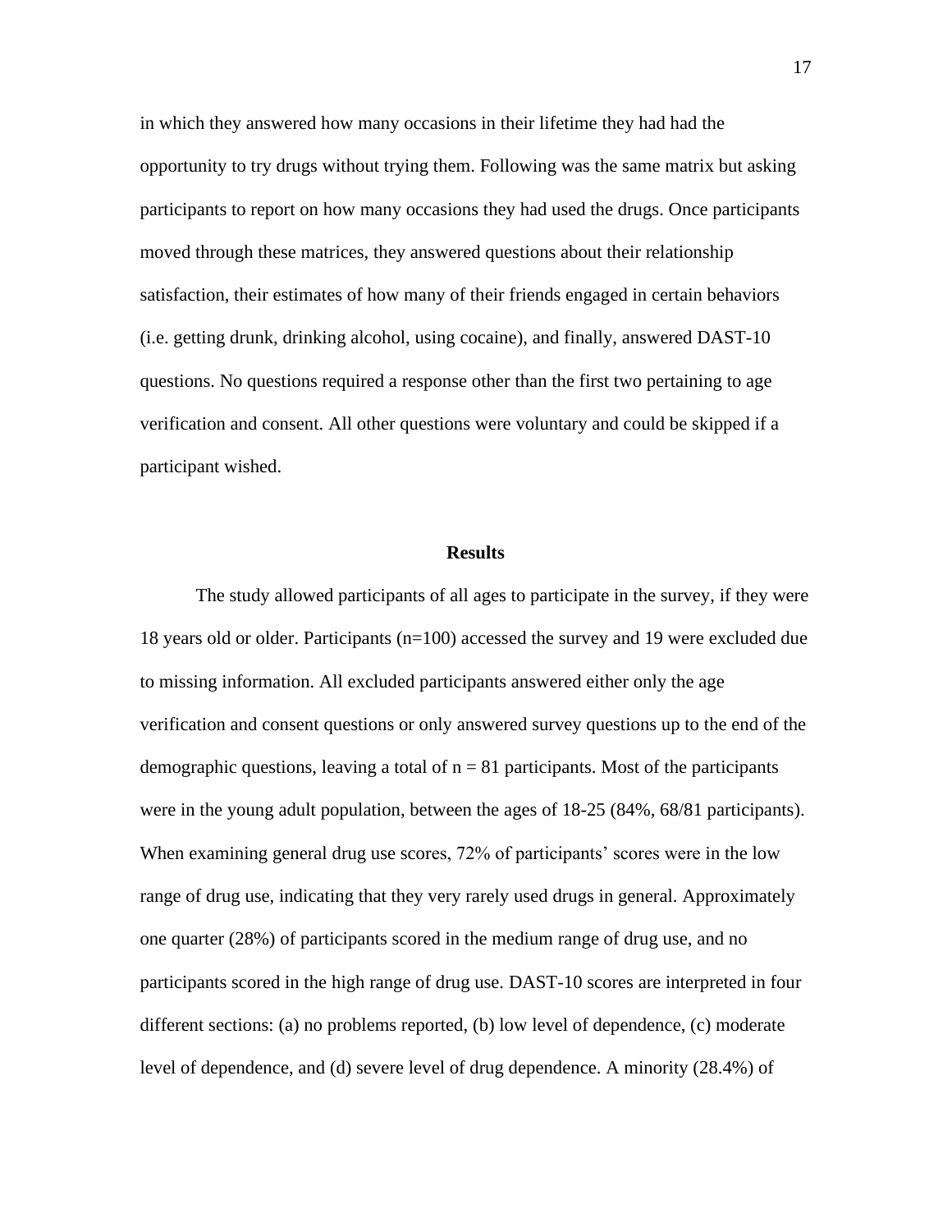in which they answered how many occasions in their lifetime they had had the opportunity to try drugs without trying them. Following was the same matrix but asking participants to report on how many occasions they had used the drugs. Once participants moved through these matrices, they answered questions about their relationship satisfaction, their estimates of how many of their friends engaged in certain behaviors (i.e. getting drunk, drinking alcohol, using cocaine), and finally, answered DAST-10 questions. No questions required a response other than the first two pertaining to age verification and consent. All other questions were voluntary and could be skipped if a participant wished.

## Results

The study allowed participants of all ages to participate in the survey, if they were 18 years old or older. Participants (n=100) accessed the survey and 19 were excluded due to missing information. All excluded participants answered either only the age verification and consent questions or only answered survey questions up to the end of the demographic questions, leaving a total of $n = 81$ participants. Most of the participants were in the young adult population, between the ages of 18-25 (84%, 68/81 participants). When examining general drug use scores, 72% of participants' scores were in the low range of drug use, indicating that they very rarely used drugs in general. Approximately one quarter (28%) of participants scored in the medium range of drug use, and no participants scored in the high range of drug use. DAST-10 scores are interpreted in four different sections: (a) no problems reported, (b) low level of dependence, (c) moderate level of dependence, and (d) severe level of drug dependence. A minority (28.4%) of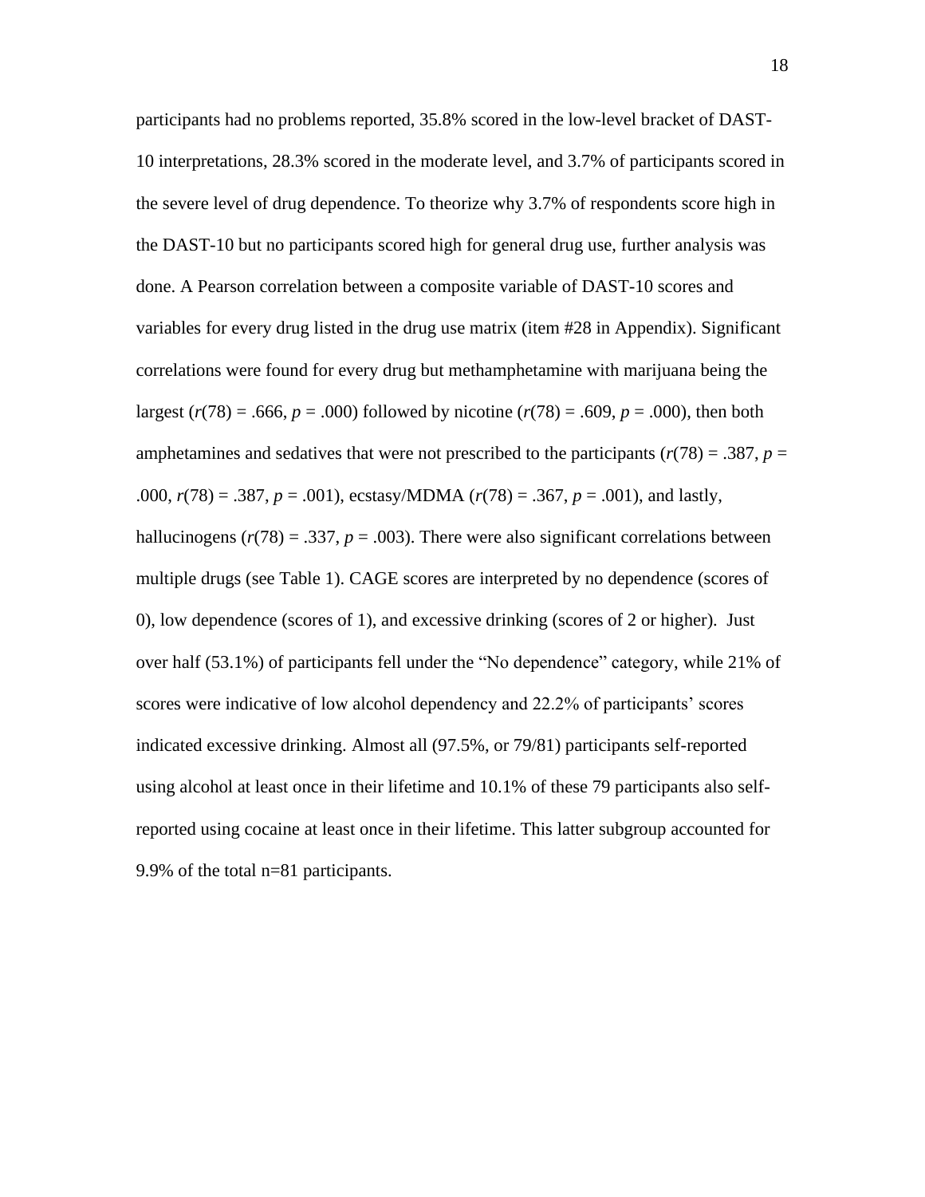participants had no problems reported, 35.8% scored in the low-level bracket of DAST-10 interpretations, 28.3% scored in the moderate level, and 3.7% of participants scored in the severe level of drug dependence. To theorize why 3.7% of respondents score high in the DAST-10 but no participants scored high for general drug use, further analysis was done. A Pearson correlation between a composite variable of DAST-10 scores and variables for every drug listed in the drug use matrix (item #28 in Appendix). Significant correlations were found for every drug but methamphetamine with marijuana being the largest ($r(78) = .666$, $p = .000$) followed by nicotine ($r(78) = .609$, $p = .000$), then both amphetamines and sedatives that were not prescribed to the participants ($r(78) = .387$, $p = .000$, $r(78) = .387$, $p = .001$), ecstasy/MDMA ($r(78) = .367$, $p = .001$), and lastly, hallucinogens ($r(78) = .337$, $p = .003$). There were also significant correlations between multiple drugs (see Table 1). CAGE scores are interpreted by no dependence (scores of 0), low dependence (scores of 1), and excessive drinking (scores of 2 or higher). Just over half (53.1%) of participants fell under the "No dependence" category, while 21% of scores were indicative of low alcohol dependency and 22.2% of participants' scores indicated excessive drinking. Almost all (97.5%, or 79/81) participants self-reported using alcohol at least once in their lifetime and 10.1% of these 79 participants also self-reported using cocaine at least once in their lifetime. This latter subgroup accounted for 9.9% of the total n=81 participants.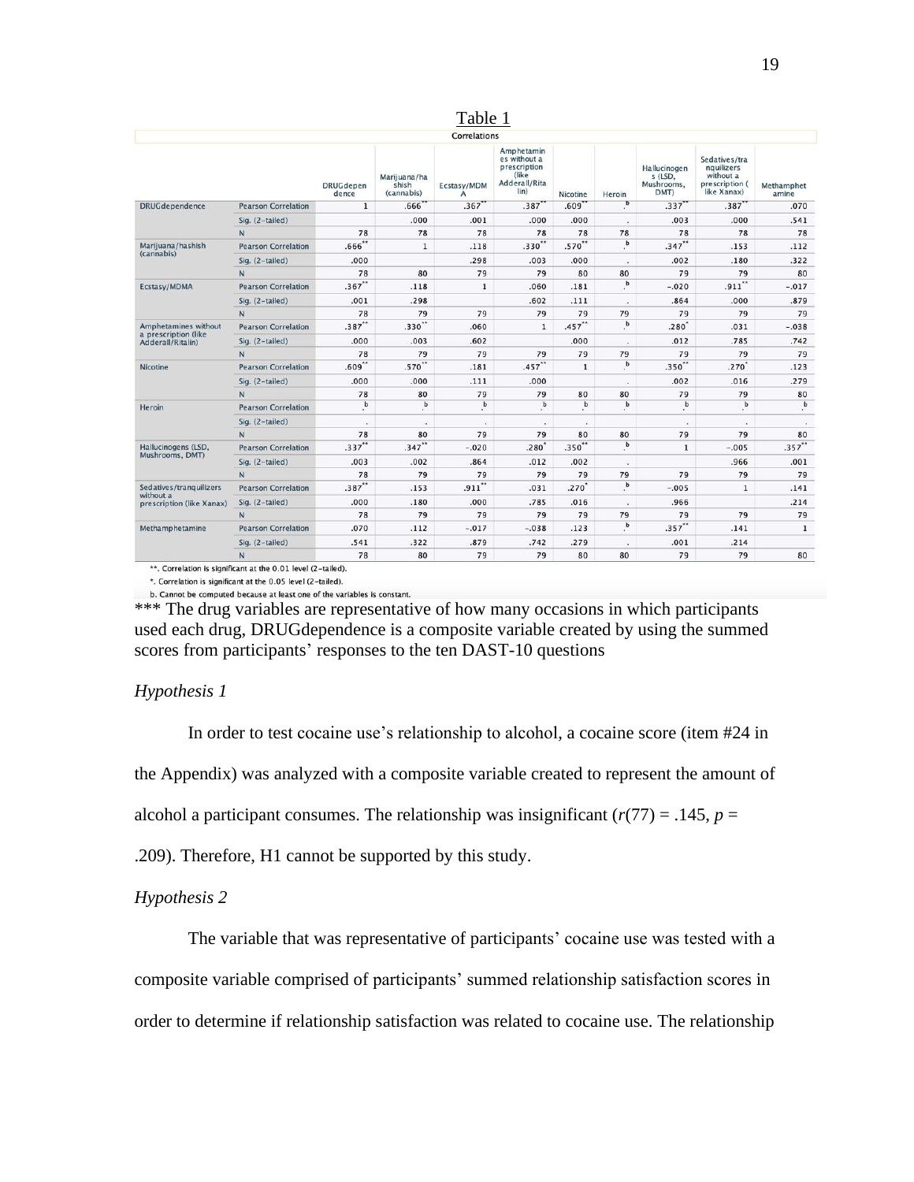Table 1

| Correlations | | | | | | | | | | |
|---|---|---|---|---|---|---|---|---|---|---|
| | | DRUGdependence | Marijuana/hashish (cannabis) | Ecstasy/MDMA | Amphetamines without a prescription (like Adderall/Ritalin) | Nicotine | Heroin | Hallucinogens (LSD, Mushrooms, DMT) | Sedatives/tranquilizers without a prescription ( like Xanax) | Methamphetamine |
| DRUGdependence | Pearson Correlation | 1 | .666** | .367** | .387** | .609** | .b | .337** | .387** | .070 |
| | Sig. (2-tailed) | | .000 | .001 | .000 | .000 | . | .003 | .000 | .541 |
| | N | 78 | 78 | 78 | 78 | 78 | 78 | 78 | 78 | 78 |
| Marijuana/hashish (cannabis) | Pearson Correlation | .666** | 1 | .118 | .330** | .570** | .b | .347** | .153 | .112 |
| | Sig. (2-tailed) | .000 | | .298 | .003 | .000 | . | .002 | .180 | .322 |
| | N | 78 | 80 | 79 | 79 | 80 | 80 | 79 | 79 | 80 |
| Ecstasy/MDMA | Pearson Correlation | .367** | .118 | 1 | .060 | .181 | .b | -.020 | .911** | -.017 |
| | Sig. (2-tailed) | .001 | .298 | | .602 | .111 | . | .864 | .000 | .879 |
| | N | 78 | 79 | 79 | 79 | 79 | 79 | 79 | 79 | 79 |
| Amphetamines without a prescription (like Adderall/Ritalin) | Pearson Correlation | .387** | .330** | .060 | 1 | .457** | .b | .280* | .031 | -.038 |
| | Sig. (2-tailed) | .000 | .003 | .602 | | .000 | . | .012 | .785 | .742 |
| | N | 78 | 79 | 79 | 79 | 79 | 79 | 79 | 79 | 79 |
| Nicotine | Pearson Correlation | .609** | .570** | .181 | .457** | 1 | .b | .350** | .270* | .123 |
| | Sig. (2-tailed) | .000 | .000 | .111 | .000 | | . | .002 | .016 | .279 |
| | N | 78 | 80 | 79 | 79 | 80 | 80 | 79 | 79 | 80 |
| Heroin | Pearson Correlation | .b | .b | .b | .b | .b | .b | .b | .b | .b |
| | Sig. (2-tailed) | . | . | . | . | . | | . | . | . |
| | N | 78 | 80 | 79 | 79 | 80 | 80 | 79 | 79 | 80 |
| Hallucinogens (LSD, Mushrooms, DMT) | Pearson Correlation | .337** | .347** | -.020 | .280* | .350** | .b | 1 | -.005 | .357** |
| | Sig. (2-tailed) | .003 | .002 | .864 | .012 | .002 | . | | .966 | .001 |
| | N | 78 | 79 | 79 | 79 | 79 | 79 | 79 | 79 | 79 |
| Sedatives/tranquilizers without a prescription (like Xanax) | Pearson Correlation | .387** | .153 | .911** | .031 | .270* | .b | -.005 | 1 | .141 |
| | Sig. (2-tailed) | .000 | .180 | .000 | .785 | .016 | . | .966 | | .214 |
| | N | 78 | 79 | 79 | 79 | 79 | 79 | 79 | 79 | 79 |
| Methamphetamine | Pearson Correlation | .070 | .112 | -.017 | -.038 | .123 | .b | .357** | .141 | 1 |
| | Sig. (2-tailed) | .541 | .322 | .879 | .742 | .279 | . | .001 | .214 | |
| | N | 78 | 80 | 79 | 79 | 80 | 80 | 79 | 79 | 80 |

**. Correlation is significant at the 0.01 level (2-tailed).

*. Correlation is significant at the 0.05 level (2-tailed).

b. Cannot be computed because at least one of the variables is constant.

*** The drug variables are representative of how many occasions in which participants used each drug, DRUGdependence is a composite variable created by using the summed scores from participants' responses to the ten DAST-10 questions

*Hypothesis 1*

In order to test cocaine use's relationship to alcohol, a cocaine score (item #24 in the Appendix) was analyzed with a composite variable created to represent the amount of alcohol a participant consumes. The relationship was insignificant ($r(77) = .145$, $p = .209$). Therefore, H1 cannot be supported by this study.

*Hypothesis 2*

The variable that was representative of participants' cocaine use was tested with a composite variable comprised of participants' summed relationship satisfaction scores in order to determine if relationship satisfaction was related to cocaine use. The relationship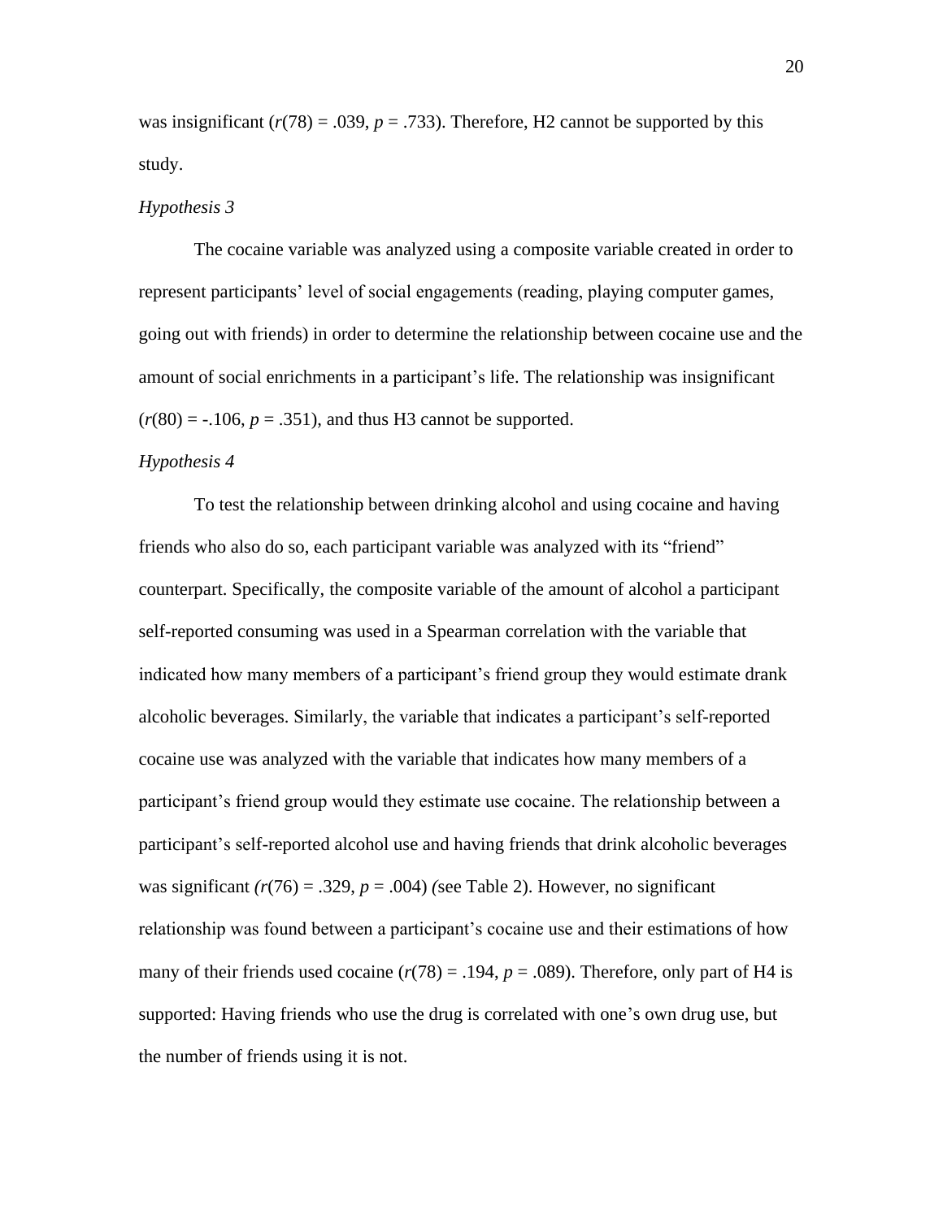was insignificant ($r(78) = .039$, $p = .733$). Therefore, H2 cannot be supported by this study.

*Hypothesis 3*

The cocaine variable was analyzed using a composite variable created in order to represent participants' level of social engagements (reading, playing computer games, going out with friends) in order to determine the relationship between cocaine use and the amount of social enrichments in a participant's life. The relationship was insignificant ($r(80) = -.106$, $p = .351$), and thus H3 cannot be supported.

*Hypothesis 4*

To test the relationship between drinking alcohol and using cocaine and having friends who also do so, each participant variable was analyzed with its "friend" counterpart. Specifically, the composite variable of the amount of alcohol a participant self-reported consuming was used in a Spearman correlation with the variable that indicated how many members of a participant's friend group they would estimate drank alcoholic beverages. Similarly, the variable that indicates a participant's self-reported cocaine use was analyzed with the variable that indicates how many members of a participant's friend group would they estimate use cocaine. The relationship between a participant's self-reported alcohol use and having friends that drink alcoholic beverages was significant ($r(76) = .329$, $p = .004$) (see Table 2). However, no significant relationship was found between a participant's cocaine use and their estimations of how many of their friends used cocaine ($r(78) = .194$, $p = .089$). Therefore, only part of H4 is supported: Having friends who use the drug is correlated with one's own drug use, but the number of friends using it is not.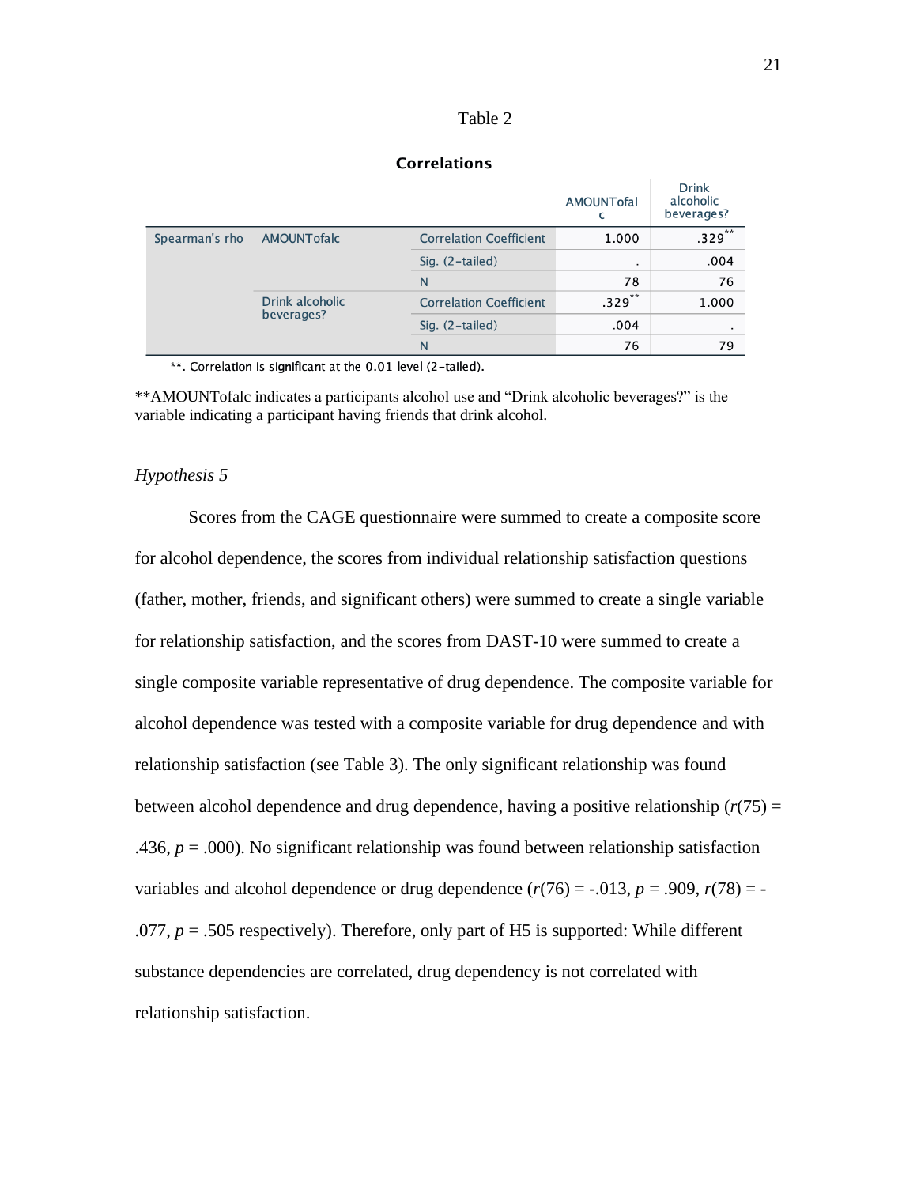Table 2

**Correlations**

| | | | AMOUNTofalc | Drink alcoholic beverages? |
|---|---|---|---|---|
| Spearman's rho | AMOUNTofalc | Correlation Coefficient | 1.000 | .329** |
| | | Sig. (2-tailed) | . | .004 |
| | | N | 78 | 76 |
| | Drink alcoholic beverages? | Correlation Coefficient | .329** | 1.000 |
| | | Sig. (2-tailed) | .004 | . |
| | | N | 76 | 79 |

**. Correlation is significant at the 0.01 level (2-tailed).

**AMOUNTofalc indicates a participants alcohol use and "Drink alcoholic beverages?" is the variable indicating a participant having friends that drink alcohol.

*Hypothesis 5*

Scores from the CAGE questionnaire were summed to create a composite score for alcohol dependence, the scores from individual relationship satisfaction questions (father, mother, friends, and significant others) were summed to create a single variable for relationship satisfaction, and the scores from DAST-10 were summed to create a single composite variable representative of drug dependence. The composite variable for alcohol dependence was tested with a composite variable for drug dependence and with relationship satisfaction (see Table 3). The only significant relationship was found between alcohol dependence and drug dependence, having a positive relationship ($r(75) = .436$, $p = .000$). No significant relationship was found between relationship satisfaction variables and alcohol dependence or drug dependence ($r(76) = -.013$, $p = .909$, $r(78) = -.077$, $p = .505$ respectively). Therefore, only part of H5 is supported: While different substance dependencies are correlated, drug dependency is not correlated with relationship satisfaction.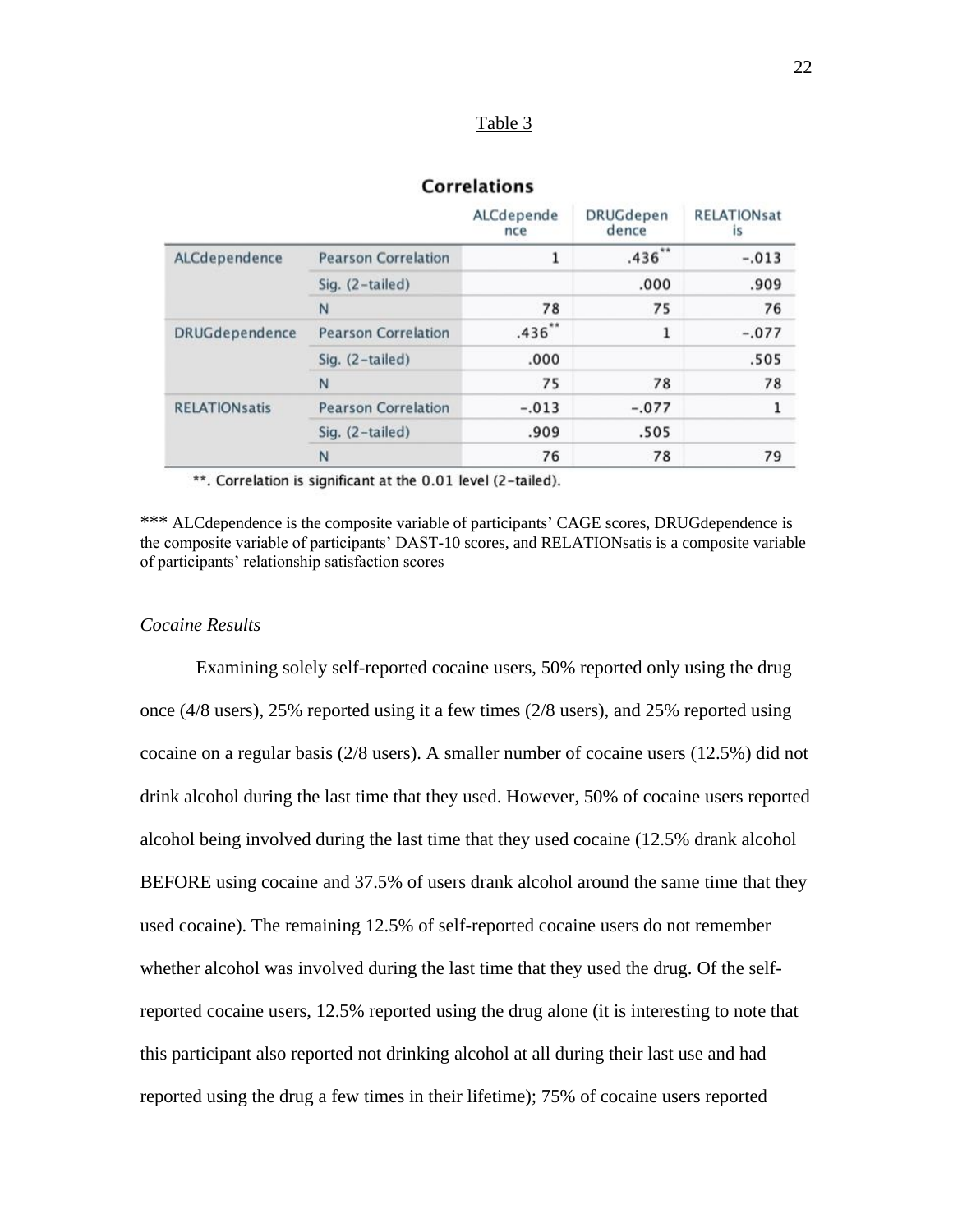Table 3

**Correlations**

| | | ALCdependence | DRUGdependence | RELATIONsatis |
|---|---|---|---|---|
| ALCdependence | Pearson Correlation | 1 | .436** | −.013 |
| | Sig. (2-tailed) | | .000 | .909 |
| | N | 78 | 75 | 76 |
| DRUGdependence | Pearson Correlation | .436** | 1 | −.077 |
| | Sig. (2-tailed) | .000 | | .505 |
| | N | 75 | 78 | 78 |
| RELATIONsatis | Pearson Correlation | −.013 | −.077 | 1 |
| | Sig. (2-tailed) | .909 | .505 | |
| | N | 76 | 78 | 79 |

**. Correlation is significant at the 0.01 level (2-tailed).

*** ALCdependence is the composite variable of participants' CAGE scores, DRUGdependence is the composite variable of participants' DAST-10 scores, and RELATIONsatis is a composite variable of participants' relationship satisfaction scores

*Cocaine Results*

Examining solely self-reported cocaine users, 50% reported only using the drug once (4/8 users), 25% reported using it a few times (2/8 users), and 25% reported using cocaine on a regular basis (2/8 users). A smaller number of cocaine users (12.5%) did not drink alcohol during the last time that they used. However, 50% of cocaine users reported alcohol being involved during the last time that they used cocaine (12.5% drank alcohol BEFORE using cocaine and 37.5% of users drank alcohol around the same time that they used cocaine). The remaining 12.5% of self-reported cocaine users do not remember whether alcohol was involved during the last time that they used the drug. Of the self-reported cocaine users, 12.5% reported using the drug alone (it is interesting to note that this participant also reported not drinking alcohol at all during their last use and had reported using the drug a few times in their lifetime); 75% of cocaine users reported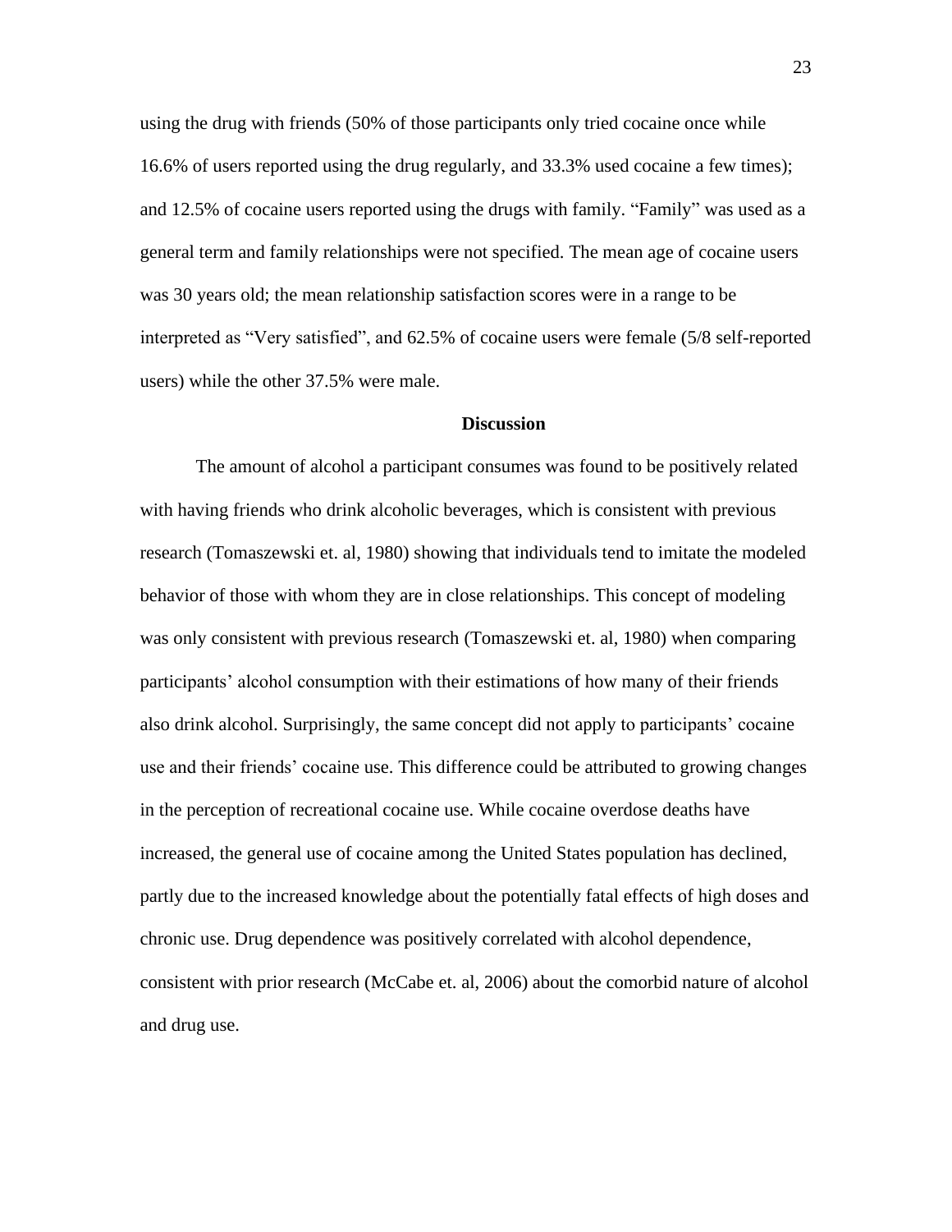using the drug with friends (50% of those participants only tried cocaine once while 16.6% of users reported using the drug regularly, and 33.3% used cocaine a few times); and 12.5% of cocaine users reported using the drugs with family. "Family" was used as a general term and family relationships were not specified. The mean age of cocaine users was 30 years old; the mean relationship satisfaction scores were in a range to be interpreted as "Very satisfied", and 62.5% of cocaine users were female (5/8 self-reported users) while the other 37.5% were male.

## Discussion

The amount of alcohol a participant consumes was found to be positively related with having friends who drink alcoholic beverages, which is consistent with previous research (Tomaszewski et. al, 1980) showing that individuals tend to imitate the modeled behavior of those with whom they are in close relationships. This concept of modeling was only consistent with previous research (Tomaszewski et. al, 1980) when comparing participants' alcohol consumption with their estimations of how many of their friends also drink alcohol. Surprisingly, the same concept did not apply to participants' cocaine use and their friends' cocaine use. This difference could be attributed to growing changes in the perception of recreational cocaine use. While cocaine overdose deaths have increased, the general use of cocaine among the United States population has declined, partly due to the increased knowledge about the potentially fatal effects of high doses and chronic use. Drug dependence was positively correlated with alcohol dependence, consistent with prior research (McCabe et. al, 2006) about the comorbid nature of alcohol and drug use.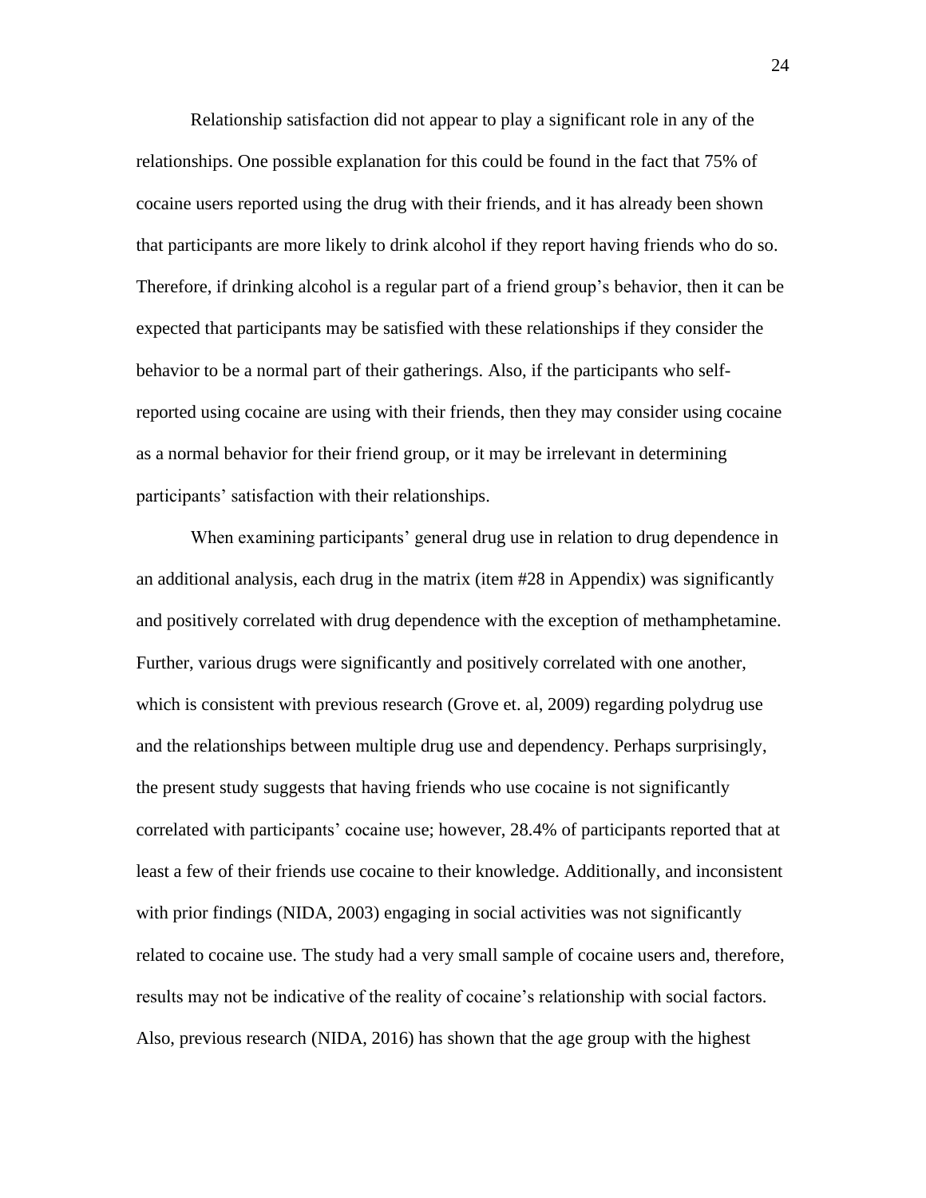Relationship satisfaction did not appear to play a significant role in any of the relationships. One possible explanation for this could be found in the fact that 75% of cocaine users reported using the drug with their friends, and it has already been shown that participants are more likely to drink alcohol if they report having friends who do so. Therefore, if drinking alcohol is a regular part of a friend group's behavior, then it can be expected that participants may be satisfied with these relationships if they consider the behavior to be a normal part of their gatherings. Also, if the participants who self-reported using cocaine are using with their friends, then they may consider using cocaine as a normal behavior for their friend group, or it may be irrelevant in determining participants' satisfaction with their relationships.

When examining participants' general drug use in relation to drug dependence in an additional analysis, each drug in the matrix (item #28 in Appendix) was significantly and positively correlated with drug dependence with the exception of methamphetamine. Further, various drugs were significantly and positively correlated with one another, which is consistent with previous research (Grove et. al, 2009) regarding polydrug use and the relationships between multiple drug use and dependency. Perhaps surprisingly, the present study suggests that having friends who use cocaine is not significantly correlated with participants' cocaine use; however, 28.4% of participants reported that at least a few of their friends use cocaine to their knowledge. Additionally, and inconsistent with prior findings (NIDA, 2003) engaging in social activities was not significantly related to cocaine use. The study had a very small sample of cocaine users and, therefore, results may not be indicative of the reality of cocaine's relationship with social factors. Also, previous research (NIDA, 2016) has shown that the age group with the highest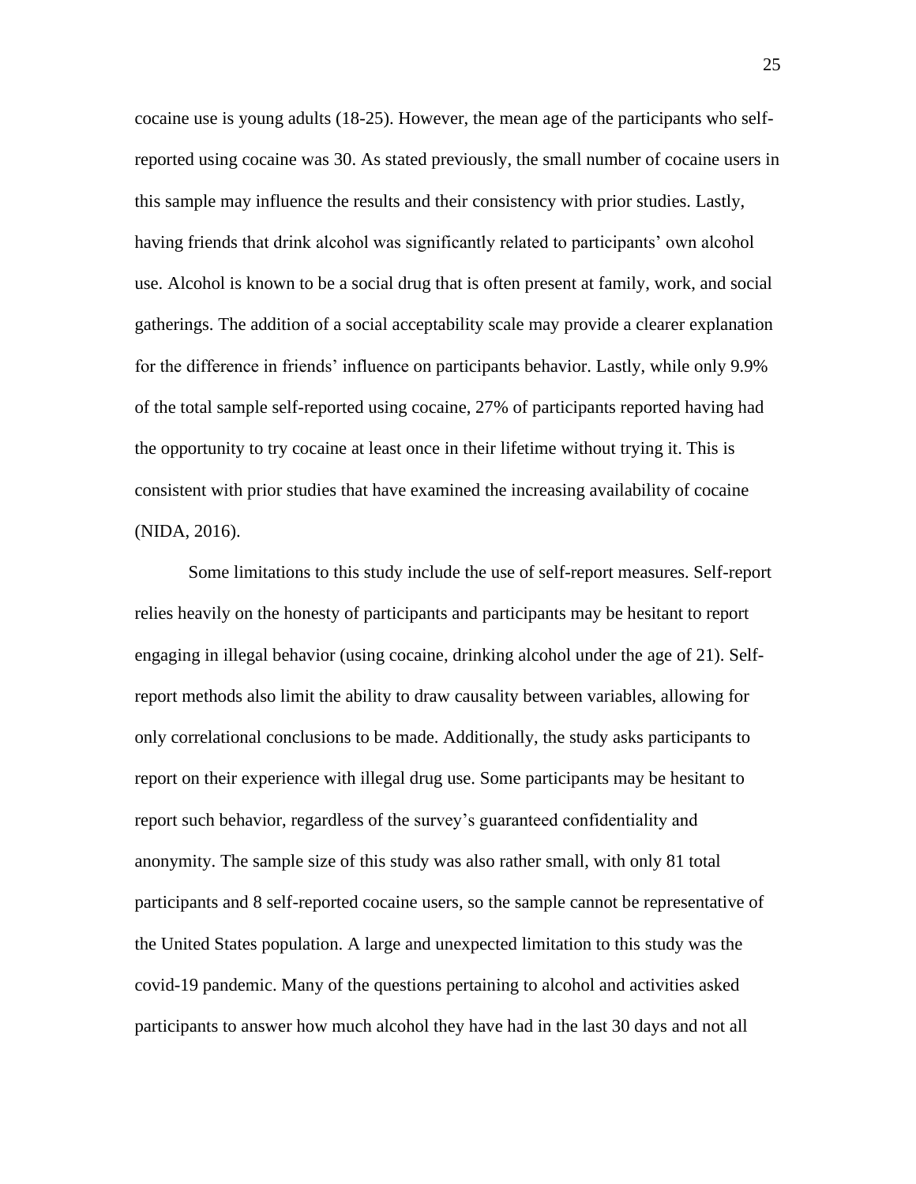cocaine use is young adults (18-25). However, the mean age of the participants who self-reported using cocaine was 30. As stated previously, the small number of cocaine users in this sample may influence the results and their consistency with prior studies. Lastly, having friends that drink alcohol was significantly related to participants' own alcohol use. Alcohol is known to be a social drug that is often present at family, work, and social gatherings. The addition of a social acceptability scale may provide a clearer explanation for the difference in friends' influence on participants behavior. Lastly, while only 9.9% of the total sample self-reported using cocaine, 27% of participants reported having had the opportunity to try cocaine at least once in their lifetime without trying it. This is consistent with prior studies that have examined the increasing availability of cocaine (NIDA, 2016).

Some limitations to this study include the use of self-report measures. Self-report relies heavily on the honesty of participants and participants may be hesitant to report engaging in illegal behavior (using cocaine, drinking alcohol under the age of 21). Self-report methods also limit the ability to draw causality between variables, allowing for only correlational conclusions to be made. Additionally, the study asks participants to report on their experience with illegal drug use. Some participants may be hesitant to report such behavior, regardless of the survey's guaranteed confidentiality and anonymity. The sample size of this study was also rather small, with only 81 total participants and 8 self-reported cocaine users, so the sample cannot be representative of the United States population. A large and unexpected limitation to this study was the covid-19 pandemic. Many of the questions pertaining to alcohol and activities asked participants to answer how much alcohol they have had in the last 30 days and not all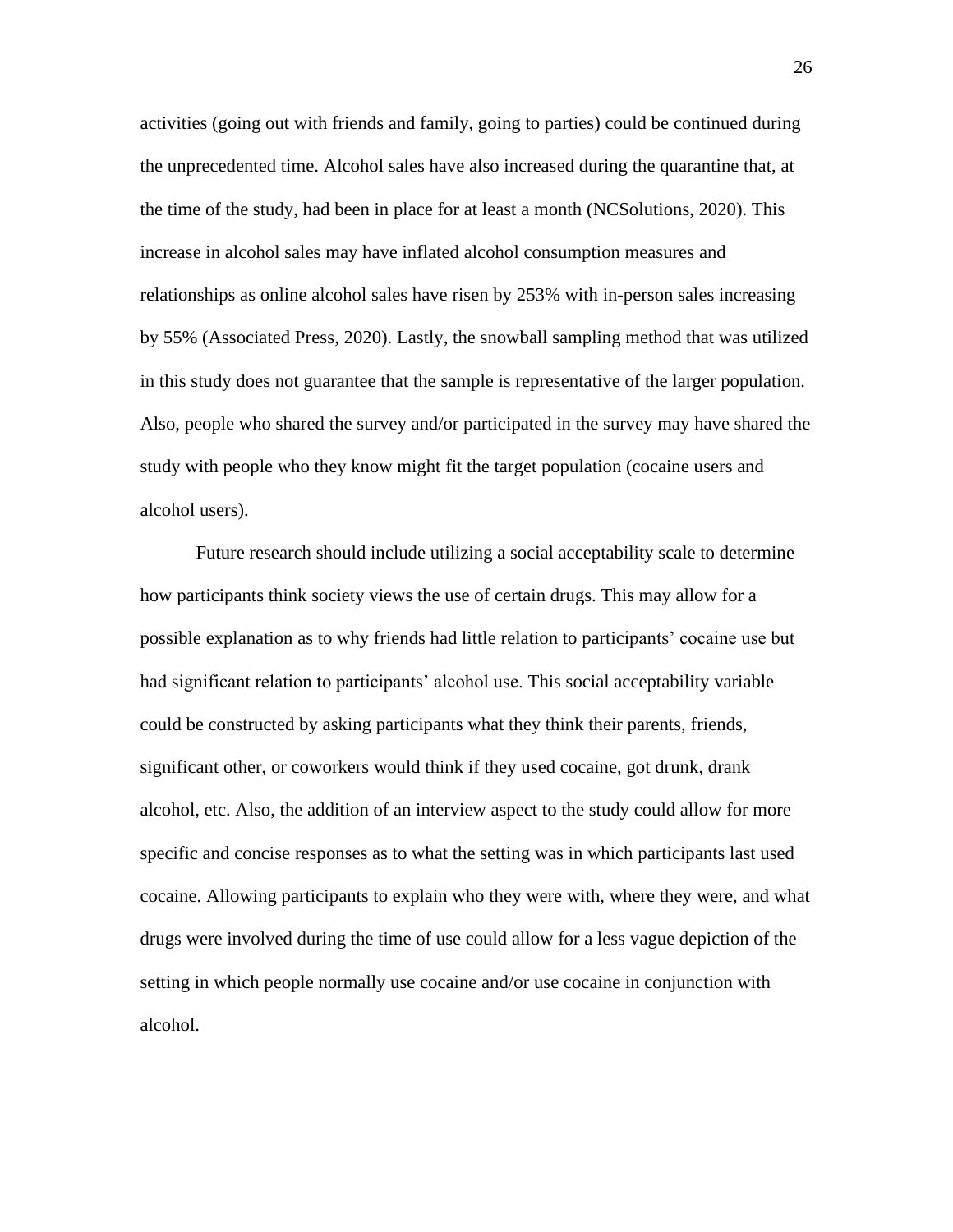activities (going out with friends and family, going to parties) could be continued during the unprecedented time. Alcohol sales have also increased during the quarantine that, at the time of the study, had been in place for at least a month (NCSolutions, 2020). This increase in alcohol sales may have inflated alcohol consumption measures and relationships as online alcohol sales have risen by 253% with in-person sales increasing by 55% (Associated Press, 2020). Lastly, the snowball sampling method that was utilized in this study does not guarantee that the sample is representative of the larger population. Also, people who shared the survey and/or participated in the survey may have shared the study with people who they know might fit the target population (cocaine users and alcohol users).

Future research should include utilizing a social acceptability scale to determine how participants think society views the use of certain drugs. This may allow for a possible explanation as to why friends had little relation to participants' cocaine use but had significant relation to participants' alcohol use. This social acceptability variable could be constructed by asking participants what they think their parents, friends, significant other, or coworkers would think if they used cocaine, got drunk, drank alcohol, etc. Also, the addition of an interview aspect to the study could allow for more specific and concise responses as to what the setting was in which participants last used cocaine. Allowing participants to explain who they were with, where they were, and what drugs were involved during the time of use could allow for a less vague depiction of the setting in which people normally use cocaine and/or use cocaine in conjunction with alcohol.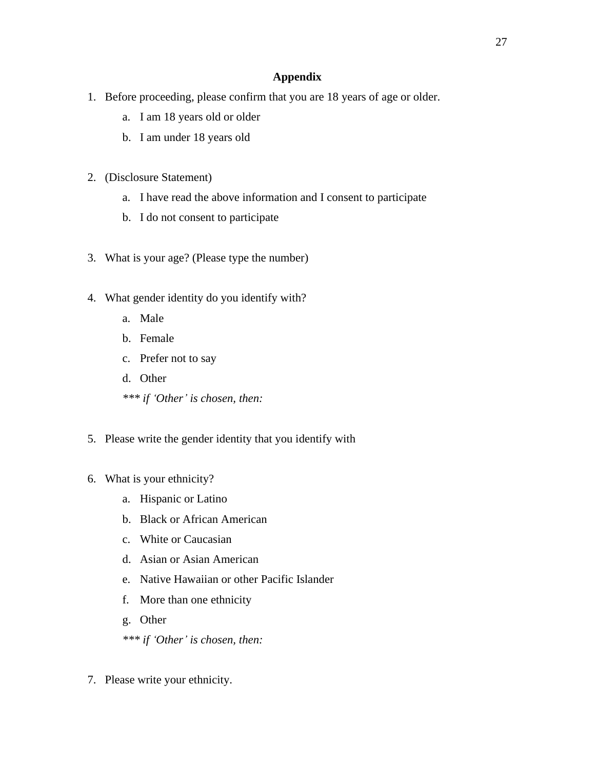## Appendix

1. Before proceeding, please confirm that you are 18 years of age or older.
    a. I am 18 years old or older
    b. I am under 18 years old

2. (Disclosure Statement)
    a. I have read the above information and I consent to participate
    b. I do not consent to participate

3. What is your age? (Please type the number)

4. What gender identity do you identify with?
    a. Male
    b. Female
    c. Prefer not to say
    d. Other

    *\*\*\* if 'Other' is chosen, then:*

5. Please write the gender identity that you identify with

6. What is your ethnicity?
    a. Hispanic or Latino
    b. Black or African American
    c. White or Caucasian
    d. Asian or Asian American
    e. Native Hawaiian or other Pacific Islander
    f. More than one ethnicity
    g. Other

    *\*\*\* if 'Other' is chosen, then:*

7. Please write your ethnicity.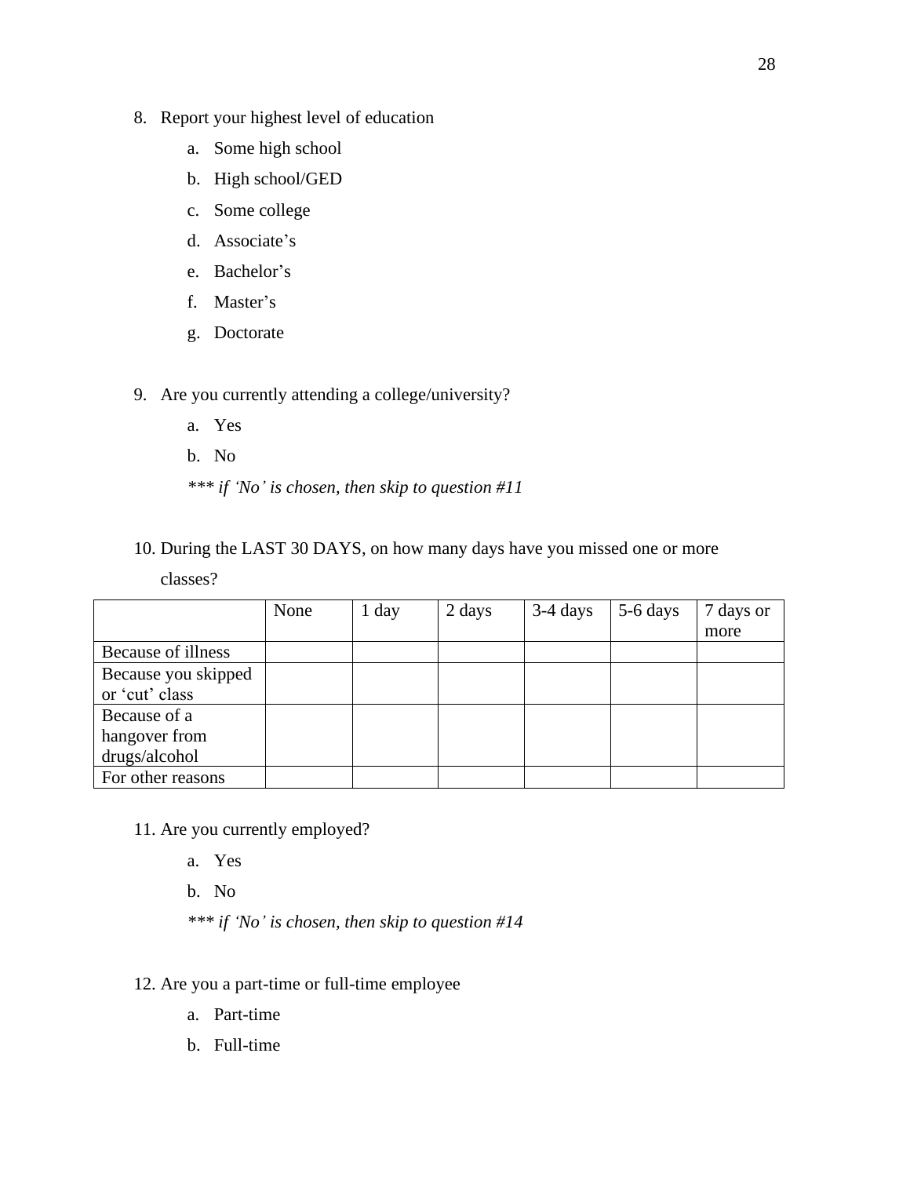8. Report your highest level of education
    a. Some high school
    b. High school/GED
    c. Some college
    d. Associate's
    e. Bachelor's
    f. Master's
    g. Doctorate

9. Are you currently attending a college/university?
    a. Yes
    b. No

    *\*\*\* if 'No' is chosen, then skip to question #11*

10. During the LAST 30 DAYS, on how many days have you missed one or more classes?

| | None | 1 day | 2 days | 3-4 days | 5-6 days | 7 days or more |
|---|---|---|---|---|---|---|
| Because of illness | | | | | | |
| Because you skipped or 'cut' class | | | | | | |
| Because of a hangover from drugs/alcohol | | | | | | |
| For other reasons | | | | | | |

11. Are you currently employed?
    a. Yes
    b. No

    *\*\*\* if 'No' is chosen, then skip to question #14*

12. Are you a part-time or full-time employee
    a. Part-time
    b. Full-time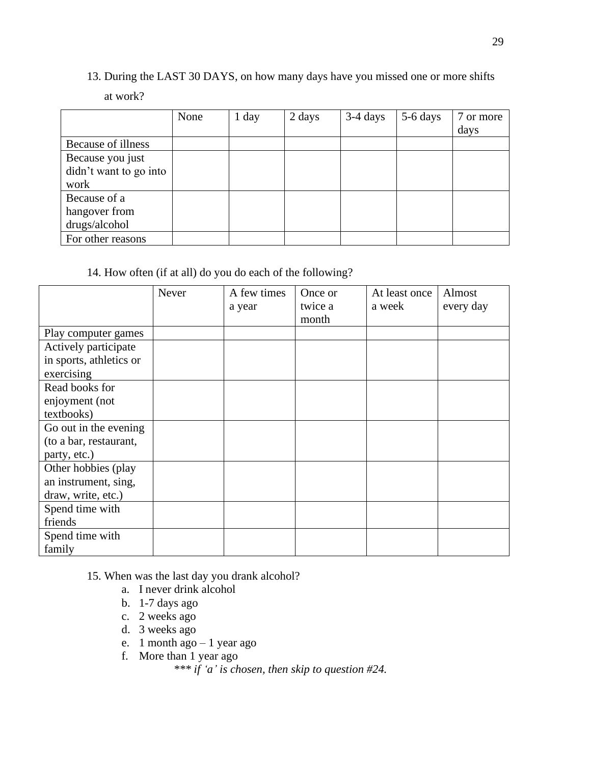13. During the LAST 30 DAYS, on how many days have you missed one or more shifts at work?

| | None | 1 day | 2 days | 3-4 days | 5-6 days | 7 or more days |
|---|---|---|---|---|---|---|
| Because of illness | | | | | | |
| Because you just didn't want to go into work | | | | | | |
| Because of a hangover from drugs/alcohol | | | | | | |
| For other reasons | | | | | | |

14. How often (if at all) do you do each of the following?

| | Never | A few times a year | Once or twice a month | At least once a week | Almost every day |
|---|---|---|---|---|---|
| Play computer games | | | | | |
| Actively participate in sports, athletics or exercising | | | | | |
| Read books for enjoyment (not textbooks) | | | | | |
| Go out in the evening (to a bar, restaurant, party, etc.) | | | | | |
| Other hobbies (play an instrument, sing, draw, write, etc.) | | | | | |
| Spend time with friends | | | | | |
| Spend time with family | | | | | |

15. When was the last day you drank alcohol?
   a. I never drink alcohol
   b. 1-7 days ago
   c. 2 weeks ago
   d. 3 weeks ago
   e. 1 month ago – 1 year ago
   f. More than 1 year ago

   *\*\*\* if 'a' is chosen, then skip to question #24.*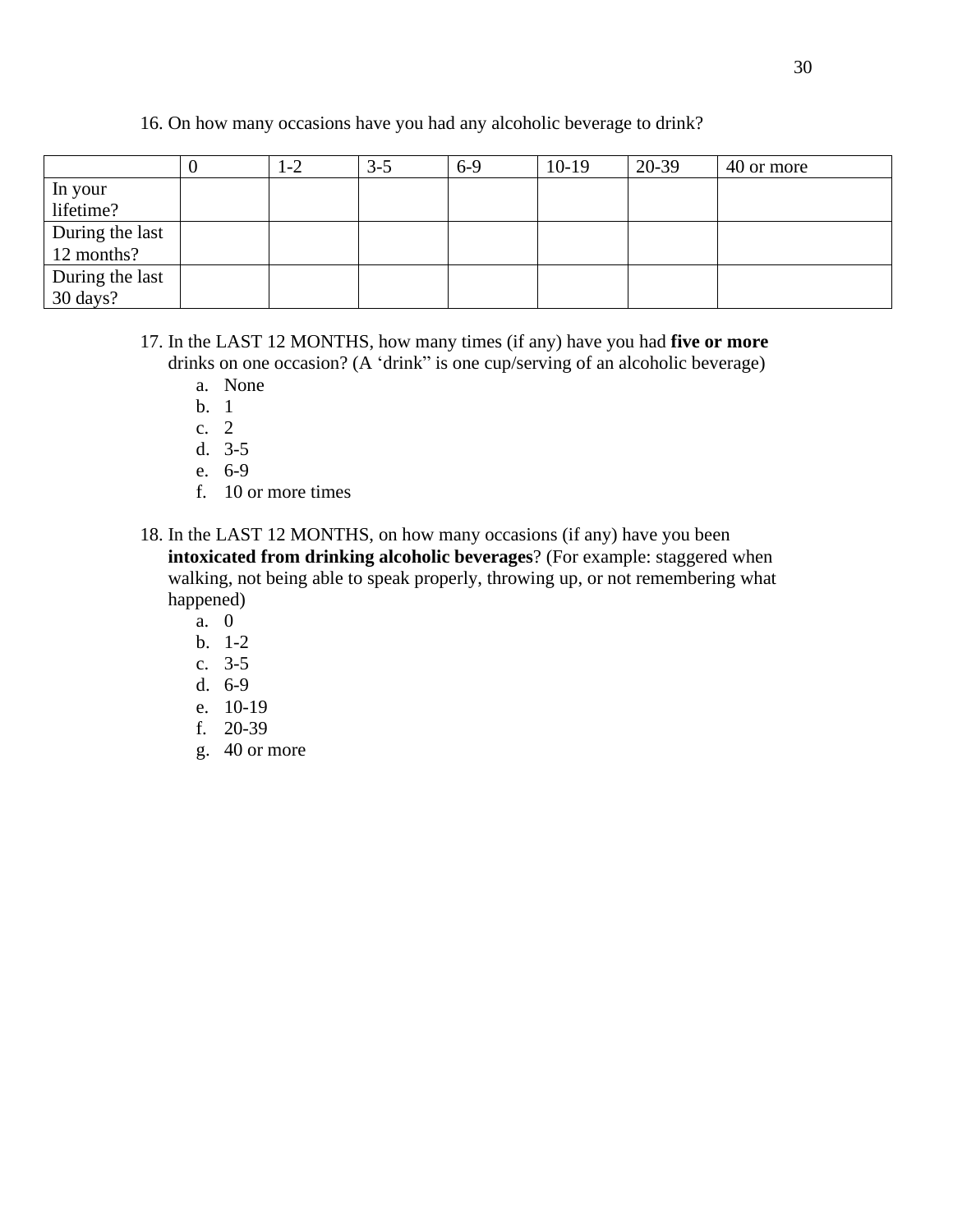16. On how many occasions have you had any alcoholic beverage to drink?

| | 0 | 1-2 | 3-5 | 6-9 | 10-19 | 20-39 | 40 or more |
|---|---|---|---|---|---|---|---|
| In your lifetime? | | | | | | | |
| During the last 12 months? | | | | | | | |
| During the last 30 days? | | | | | | | |

17. In the LAST 12 MONTHS, how many times (if any) have you had **five or more** drinks on one occasion? (A 'drink" is one cup/serving of an alcoholic beverage)
    a. None
    b. 1
    c. 2
    d. 3-5
    e. 6-9
    f. 10 or more times

18. In the LAST 12 MONTHS, on how many occasions (if any) have you been **intoxicated from drinking alcoholic beverages**? (For example: staggered when walking, not being able to speak properly, throwing up, or not remembering what happened)
    a. 0
    b. 1-2
    c. 3-5
    d. 6-9
    e. 10-19
    f. 20-39
    g. 40 or more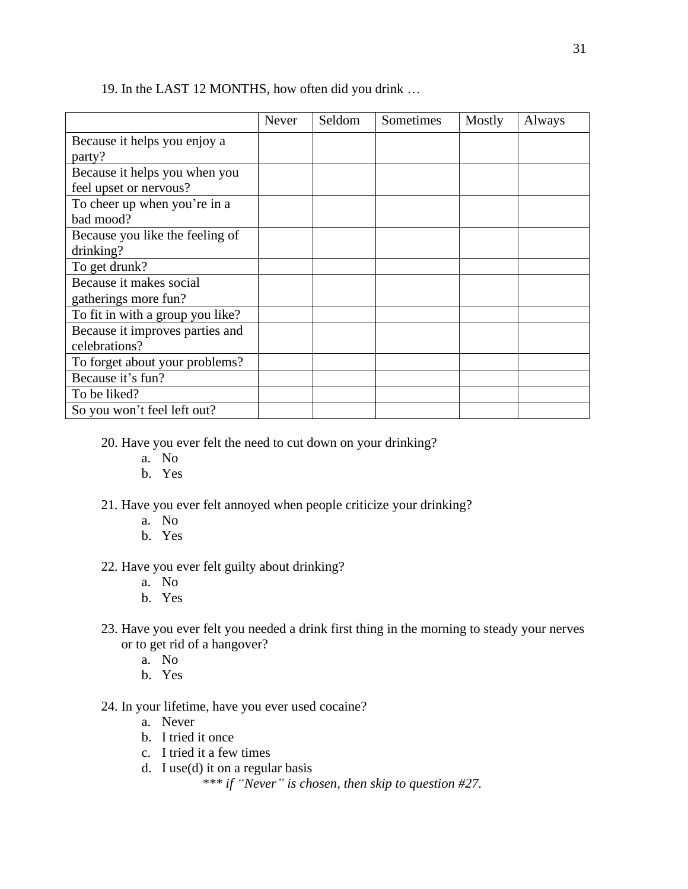19. In the LAST 12 MONTHS, how often did you drink …

| | Never | Seldom | Sometimes | Mostly | Always |
|---|---|---|---|---|---|
| Because it helps you enjoy a party? | | | | | |
| Because it helps you when you feel upset or nervous? | | | | | |
| To cheer up when you're in a bad mood? | | | | | |
| Because you like the feeling of drinking? | | | | | |
| To get drunk? | | | | | |
| Because it makes social gatherings more fun? | | | | | |
| To fit in with a group you like? | | | | | |
| Because it improves parties and celebrations? | | | | | |
| To forget about your problems? | | | | | |
| Because it's fun? | | | | | |
| To be liked? | | | | | |
| So you won't feel left out? | | | | | |

20. Have you ever felt the need to cut down on your drinking?
    a. No
    b. Yes

21. Have you ever felt annoyed when people criticize your drinking?
    a. No
    b. Yes

22. Have you ever felt guilty about drinking?
    a. No
    b. Yes

23. Have you ever felt you needed a drink first thing in the morning to steady your nerves or to get rid of a hangover?
    a. No
    b. Yes

24. In your lifetime, have you ever used cocaine?
    a. Never
    b. I tried it once
    c. I tried it a few times
    d. I use(d) it on a regular basis

*\*\*\* if "Never" is chosen, then skip to question #27.*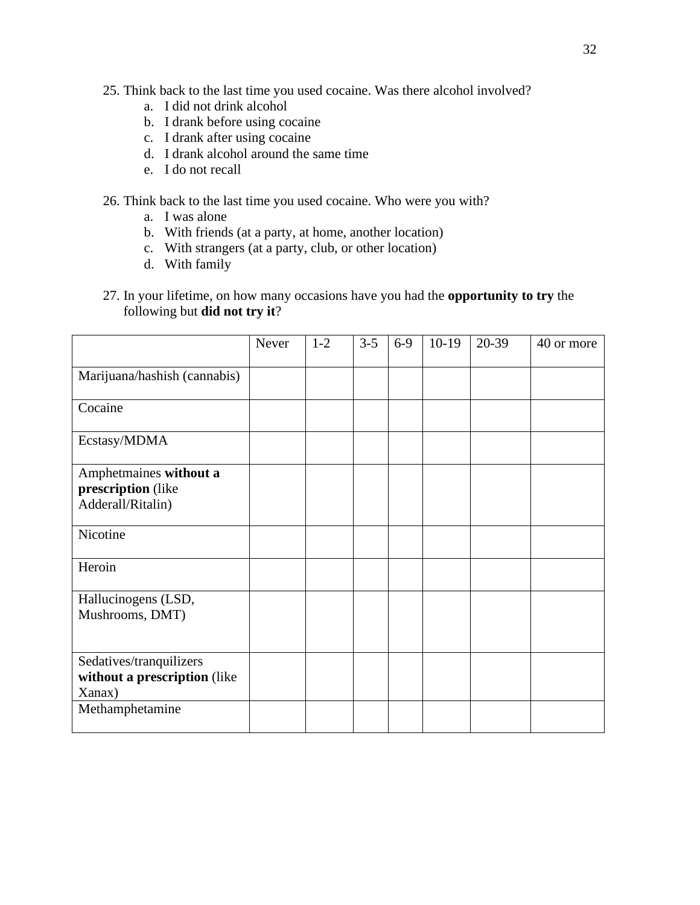25. Think back to the last time you used cocaine. Was there alcohol involved?
    a. I did not drink alcohol
    b. I drank before using cocaine
    c. I drank after using cocaine
    d. I drank alcohol around the same time
    e. I do not recall

26. Think back to the last time you used cocaine. Who were you with?
    a. I was alone
    b. With friends (at a party, at home, another location)
    c. With strangers (at a party, club, or other location)
    d. With family

27. In your lifetime, on how many occasions have you had the **opportunity to try** the following but **did not try it**?

| | Never | 1-2 | 3-5 | 6-9 | 10-19 | 20-39 | 40 or more |
|---|---|---|---|---|---|---|---|
| Marijuana/hashish (cannabis) | | | | | | | |
| Cocaine | | | | | | | |
| Ecstasy/MDMA | | | | | | | |
| Amphetmaines **without a prescription** (like Adderall/Ritalin) | | | | | | | |
| Nicotine | | | | | | | |
| Heroin | | | | | | | |
| Hallucinogens (LSD, Mushrooms, DMT) | | | | | | | |
| Sedatives/tranquilizers **without a prescription** (like Xanax) | | | | | | | |
| Methamphetamine | | | | | | | |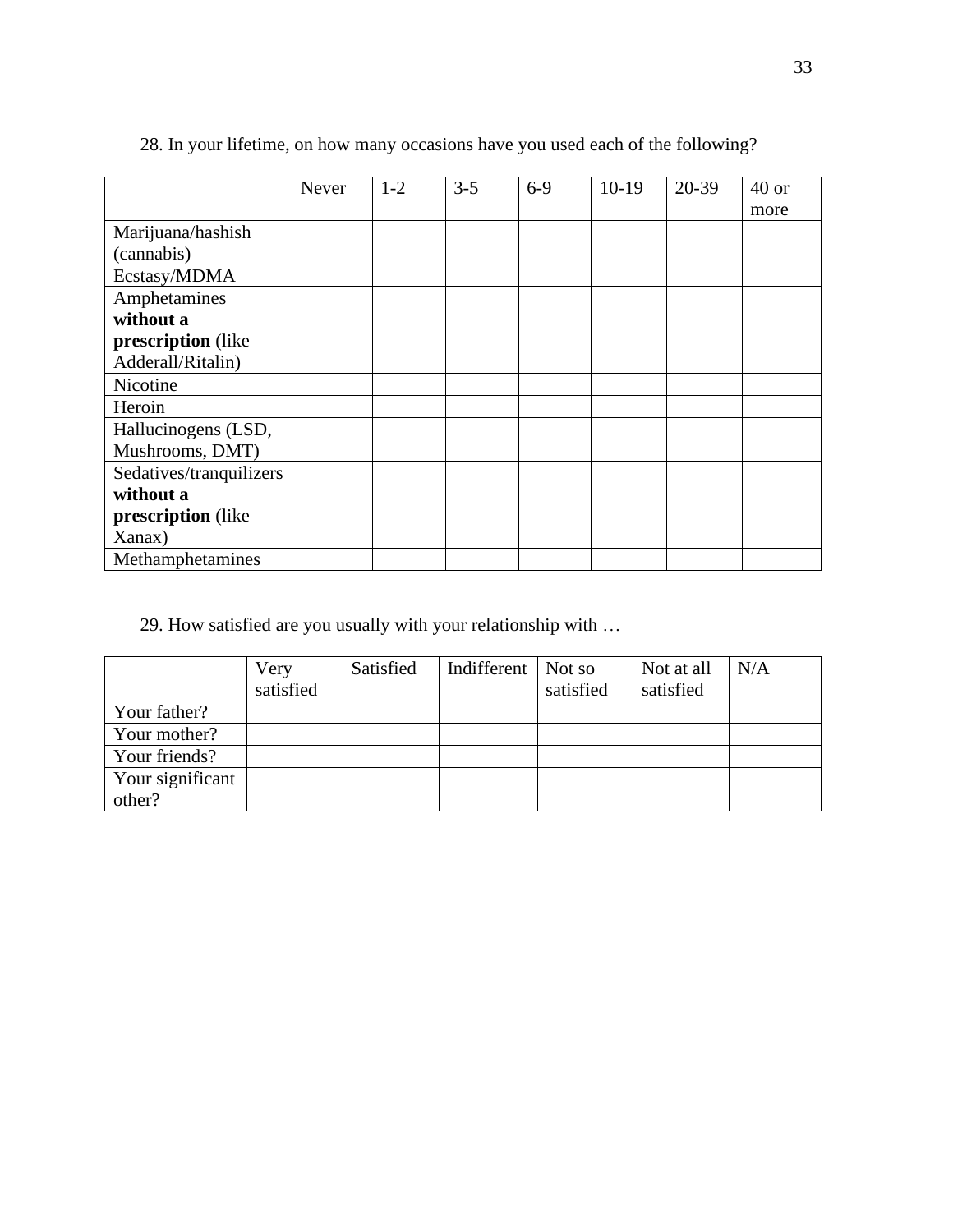28. In your lifetime, on how many occasions have you used each of the following?

| | Never | 1-2 | 3-5 | 6-9 | 10-19 | 20-39 | 40 or more |
|---|---|---|---|---|---|---|---|
| Marijuana/hashish (cannabis) | | | | | | | |
| Ecstasy/MDMA | | | | | | | |
| Amphetamines **without a prescription** (like Adderall/Ritalin) | | | | | | | |
| Nicotine | | | | | | | |
| Heroin | | | | | | | |
| Hallucinogens (LSD, Mushrooms, DMT) | | | | | | | |
| Sedatives/tranquilizers **without a prescription** (like Xanax) | | | | | | | |
| Methamphetamines | | | | | | | |

29. How satisfied are you usually with your relationship with …

| | Very satisfied | Satisfied | Indifferent | Not so satisfied | Not at all satisfied | N/A |
|---|---|---|---|---|---|---|
| Your father? | | | | | | |
| Your mother? | | | | | | |
| Your friends? | | | | | | |
| Your significant other? | | | | | | |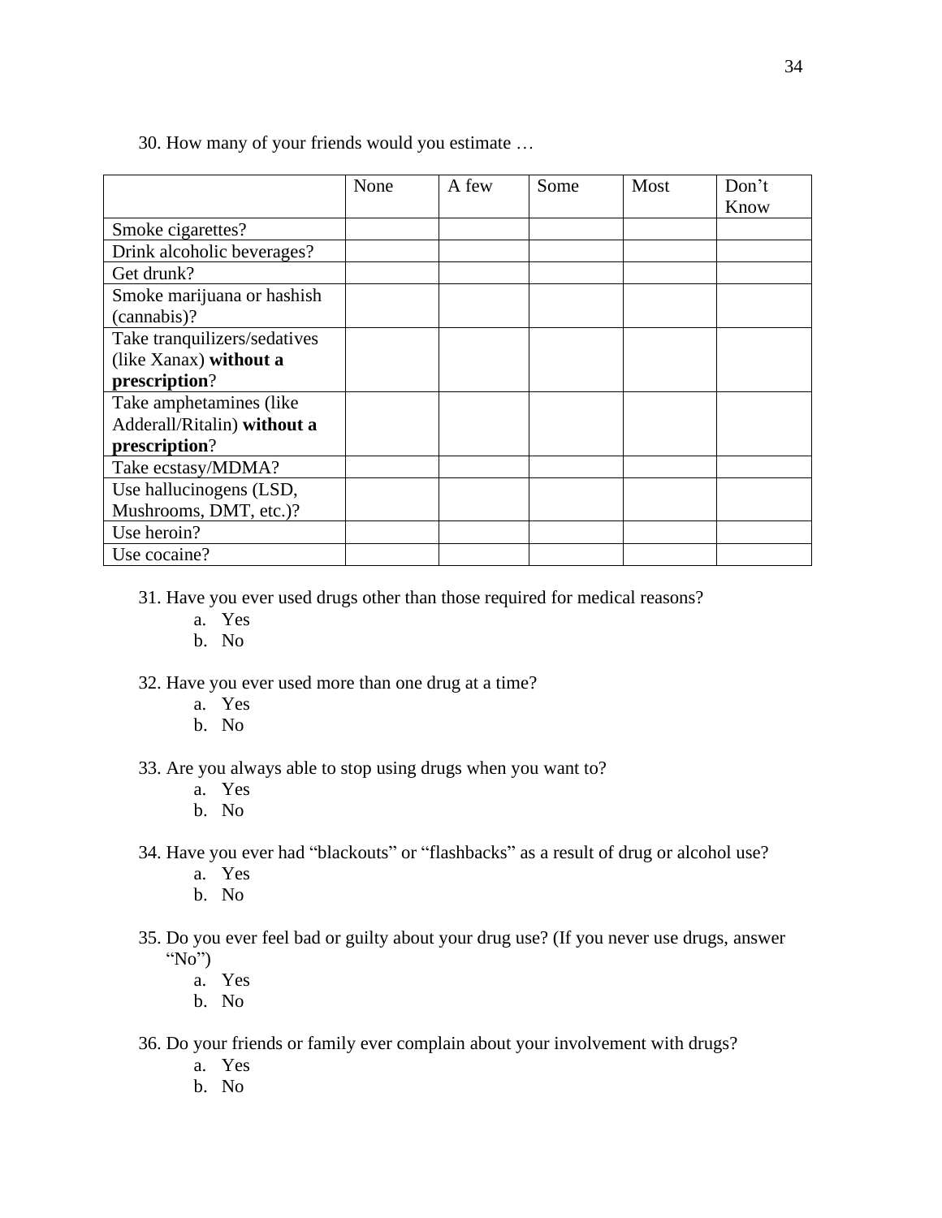30. How many of your friends would you estimate …

| | None | A few | Some | Most | Don't Know |
|---|---|---|---|---|---|
| Smoke cigarettes? | | | | | |
| Drink alcoholic beverages? | | | | | |
| Get drunk? | | | | | |
| Smoke marijuana or hashish (cannabis)? | | | | | |
| Take tranquilizers/sedatives (like Xanax) **without a prescription**? | | | | | |
| Take amphetamines (like Adderall/Ritalin) **without a prescription**? | | | | | |
| Take ecstasy/MDMA? | | | | | |
| Use hallucinogens (LSD, Mushrooms, DMT, etc.)? | | | | | |
| Use heroin? | | | | | |
| Use cocaine? | | | | | |

31. Have you ever used drugs other than those required for medical reasons?
    a. Yes
    b. No

32. Have you ever used more than one drug at a time?
    a. Yes
    b. No

33. Are you always able to stop using drugs when you want to?
    a. Yes
    b. No

34. Have you ever had "blackouts" or "flashbacks" as a result of drug or alcohol use?
    a. Yes
    b. No

35. Do you ever feel bad or guilty about your drug use? (If you never use drugs, answer "No")
    a. Yes
    b. No

36. Do your friends or family ever complain about your involvement with drugs?
    a. Yes
    b. No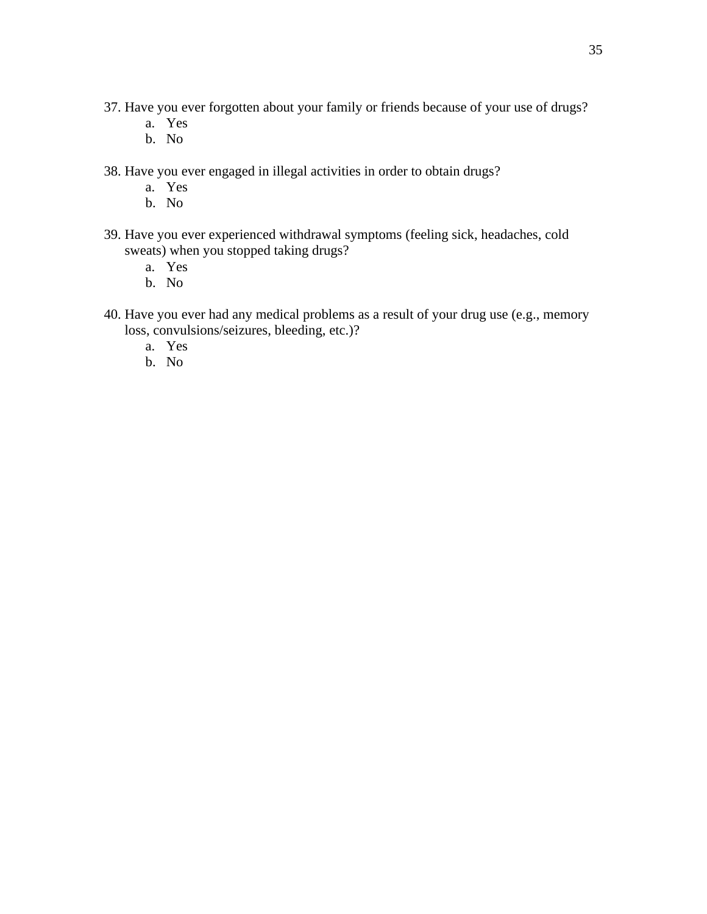37. Have you ever forgotten about your family or friends because of your use of drugs?
    a. Yes
    b. No

38. Have you ever engaged in illegal activities in order to obtain drugs?
    a. Yes
    b. No

39. Have you ever experienced withdrawal symptoms (feeling sick, headaches, cold sweats) when you stopped taking drugs?
    a. Yes
    b. No

40. Have you ever had any medical problems as a result of your drug use (e.g., memory loss, convulsions/seizures, bleeding, etc.)?
    a. Yes
    b. No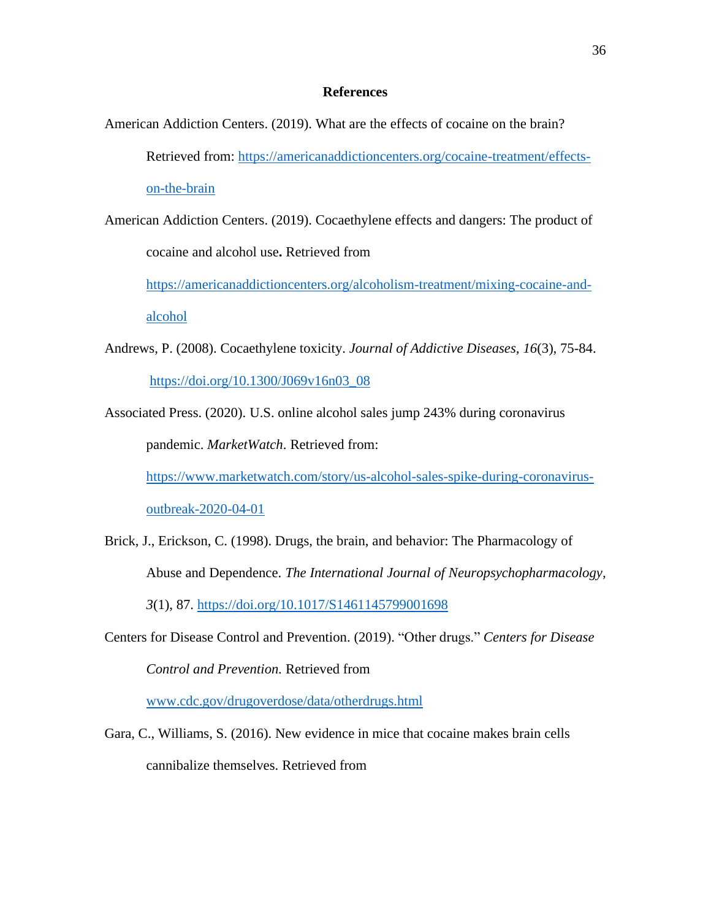# References

American Addiction Centers. (2019). What are the effects of cocaine on the brain? Retrieved from: https://americanaddictioncenters.org/cocaine-treatment/effects-on-the-brain

American Addiction Centers. (2019). Cocaethylene effects and dangers: The product of cocaine and alcohol use**.** Retrieved from https://americanaddictioncenters.org/alcoholism-treatment/mixing-cocaine-and-alcohol

Andrews, P. (2008). Cocaethylene toxicity. *Journal of Addictive Diseases, 16*(3), 75-84. https://doi.org/10.1300/J069v16n03_08

Associated Press. (2020). U.S. online alcohol sales jump 243% during coronavirus pandemic. *MarketWatch*. Retrieved from: https://www.marketwatch.com/story/us-alcohol-sales-spike-during-coronavirus-outbreak-2020-04-01

Brick, J., Erickson, C. (1998). Drugs, the brain, and behavior: The Pharmacology of Abuse and Dependence. *The International Journal of Neuropsychopharmacology*, *3*(1), 87. https://doi.org/10.1017/S1461145799001698

Centers for Disease Control and Prevention. (2019). "Other drugs." *Centers for Disease Control and Prevention.* Retrieved from www.cdc.gov/drugoverdose/data/otherdrugs.html

Gara, C., Williams, S. (2016). New evidence in mice that cocaine makes brain cells cannibalize themselves. Retrieved from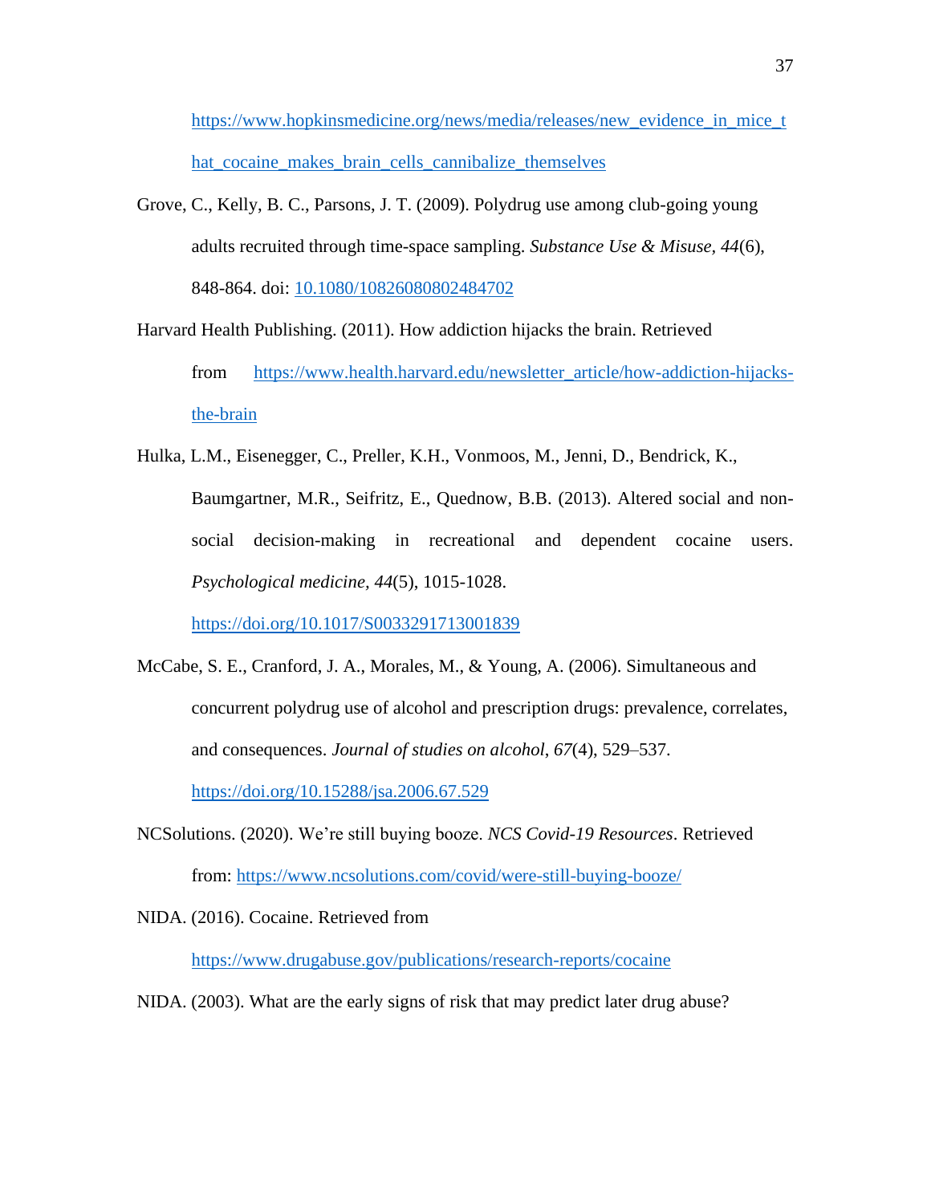https://www.hopkinsmedicine.org/news/media/releases/new_evidence_in_mice_that_cocaine_makes_brain_cells_cannibalize_themselves

Grove, C., Kelly, B. C., Parsons, J. T. (2009). Polydrug use among club-going young adults recruited through time-space sampling. *Substance Use & Misuse, 44*(6), 848-864. doi: 10.1080/10826080802484702

Harvard Health Publishing. (2011). How addiction hijacks the brain. Retrieved from https://www.health.harvard.edu/newsletter_article/how-addiction-hijacks-the-brain

Hulka, L.M., Eisenegger, C., Preller, K.H., Vonmoos, M., Jenni, D., Bendrick, K., Baumgartner, M.R., Seifritz, E., Quednow, B.B. (2013). Altered social and non-social decision-making in recreational and dependent cocaine users. *Psychological medicine, 44*(5), 1015-1028. https://doi.org/10.1017/S0033291713001839

McCabe, S. E., Cranford, J. A., Morales, M., & Young, A. (2006). Simultaneous and concurrent polydrug use of alcohol and prescription drugs: prevalence, correlates, and consequences. *Journal of studies on alcohol*, *67*(4), 529–537. https://doi.org/10.15288/jsa.2006.67.529

NCSolutions. (2020). We're still buying booze. *NCS Covid-19 Resources*. Retrieved from: https://www.ncsolutions.com/covid/were-still-buying-booze/

NIDA. (2016). Cocaine. Retrieved from https://www.drugabuse.gov/publications/research-reports/cocaine

NIDA. (2003). What are the early signs of risk that may predict later drug abuse?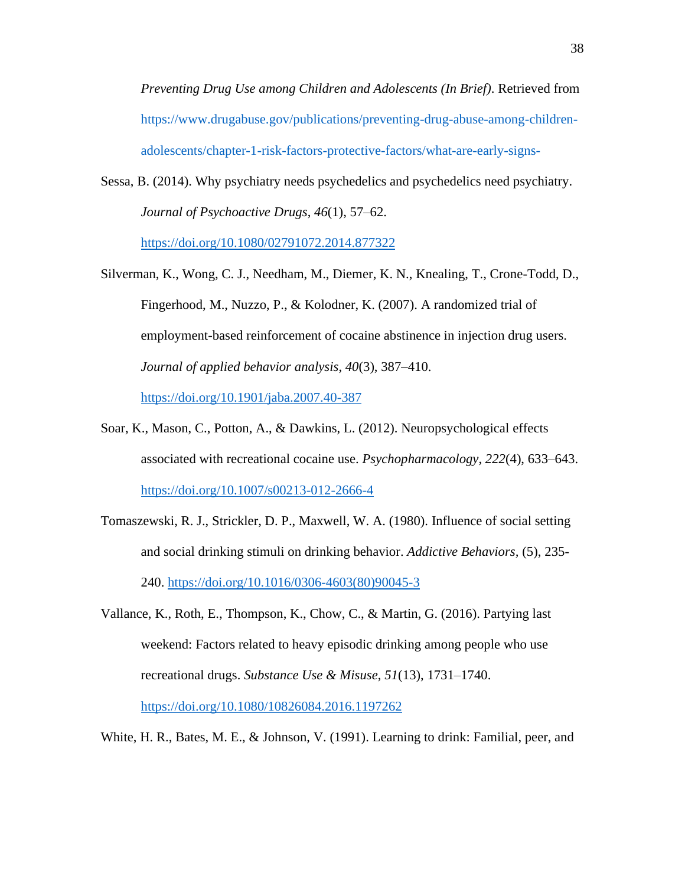*Preventing Drug Use among Children and Adolescents (In Brief)*. Retrieved from https://www.drugabuse.gov/publications/preventing-drug-abuse-among-children-adolescents/chapter-1-risk-factors-protective-factors/what-are-early-signs-

Sessa, B. (2014). Why psychiatry needs psychedelics and psychedelics need psychiatry. *Journal of Psychoactive Drugs*, *46*(1), 57–62. https://doi.org/10.1080/02791072.2014.877322

Silverman, K., Wong, C. J., Needham, M., Diemer, K. N., Knealing, T., Crone-Todd, D., Fingerhood, M., Nuzzo, P., & Kolodner, K. (2007). A randomized trial of employment-based reinforcement of cocaine abstinence in injection drug users. *Journal of applied behavior analysis*, *40*(3), 387–410. https://doi.org/10.1901/jaba.2007.40-387

Soar, K., Mason, C., Potton, A., & Dawkins, L. (2012). Neuropsychological effects associated with recreational cocaine use. *Psychopharmacology*, *222*(4), 633–643. https://doi.org/10.1007/s00213-012-2666-4

Tomaszewski, R. J., Strickler, D. P., Maxwell, W. A. (1980). Influence of social setting and social drinking stimuli on drinking behavior. *Addictive Behaviors,* (5), 235-240. https://doi.org/10.1016/0306-4603(80)90045-3

Vallance, K., Roth, E., Thompson, K., Chow, C., & Martin, G. (2016). Partying last weekend: Factors related to heavy episodic drinking among people who use recreational drugs. *Substance Use & Misuse*, *51*(13), 1731–1740. https://doi.org/10.1080/10826084.2016.1197262

White, H. R., Bates, M. E., & Johnson, V. (1991). Learning to drink: Familial, peer, and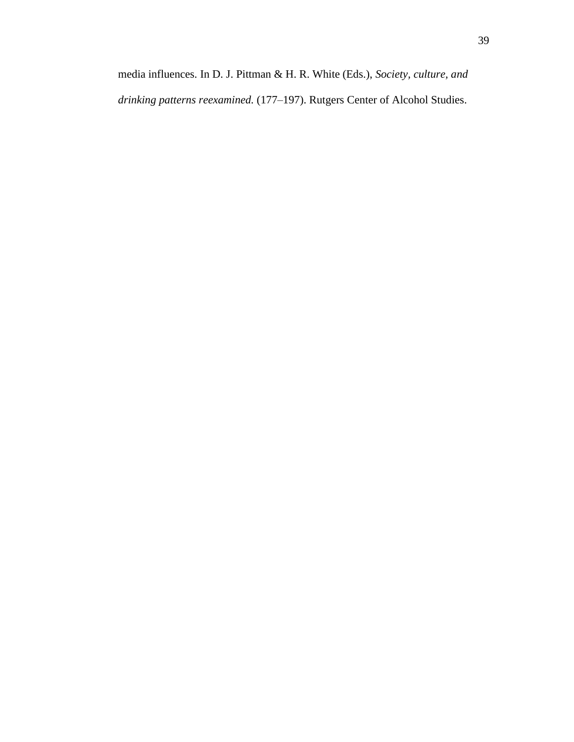media influences. In D. J. Pittman & H. R. White (Eds.), *Society, culture, and drinking patterns reexamined.* (177–197). Rutgers Center of Alcohol Studies.